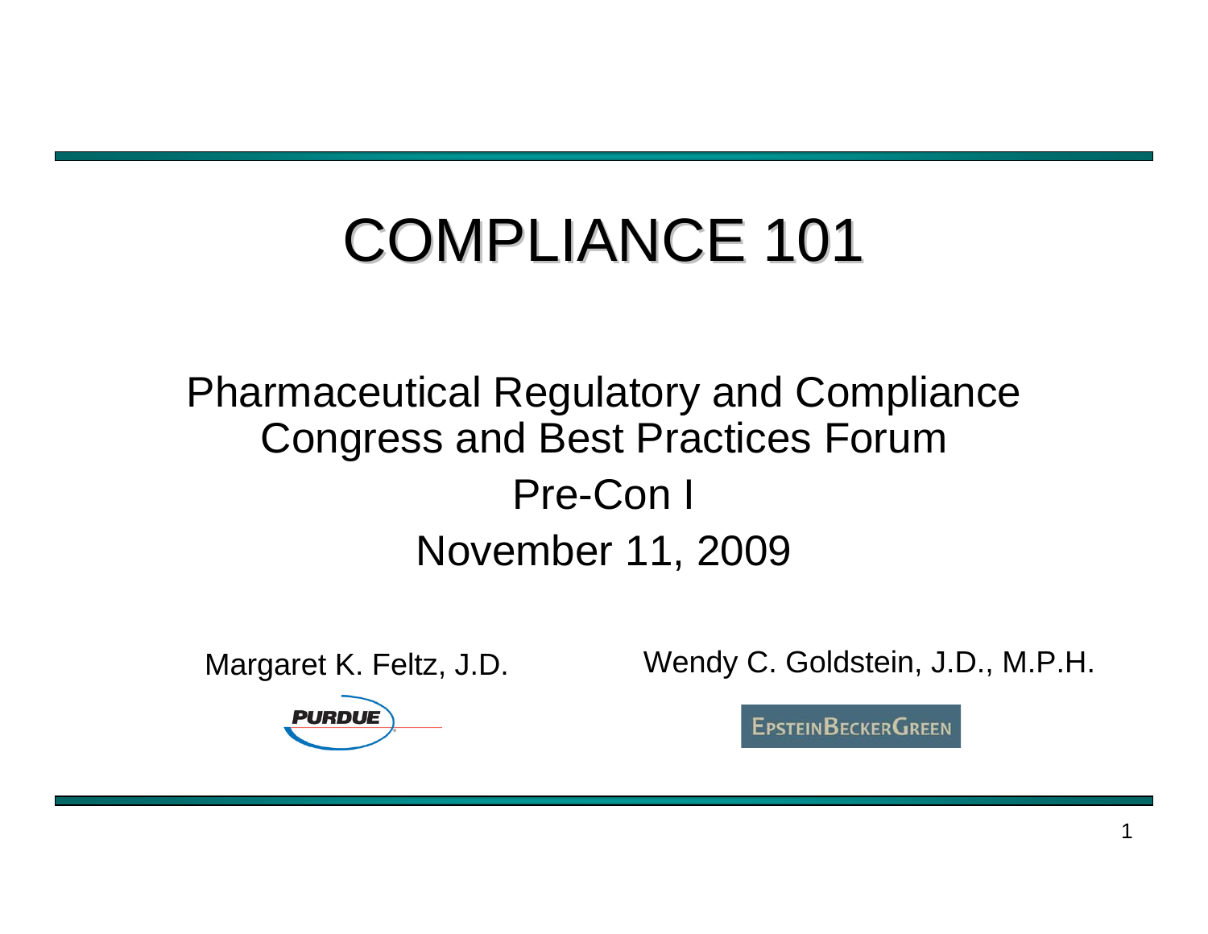# COMPLIANCE 101

Pharmaceutical Regulatory and Compliance Congress and Best Practices Forum

Pre-Con I

November 11, 2009

Margaret K. Feltz, J.D.

PURDUE

Wendy C. Goldstein, J.D., M.P.H.

EPSTEIN BECKER GREEN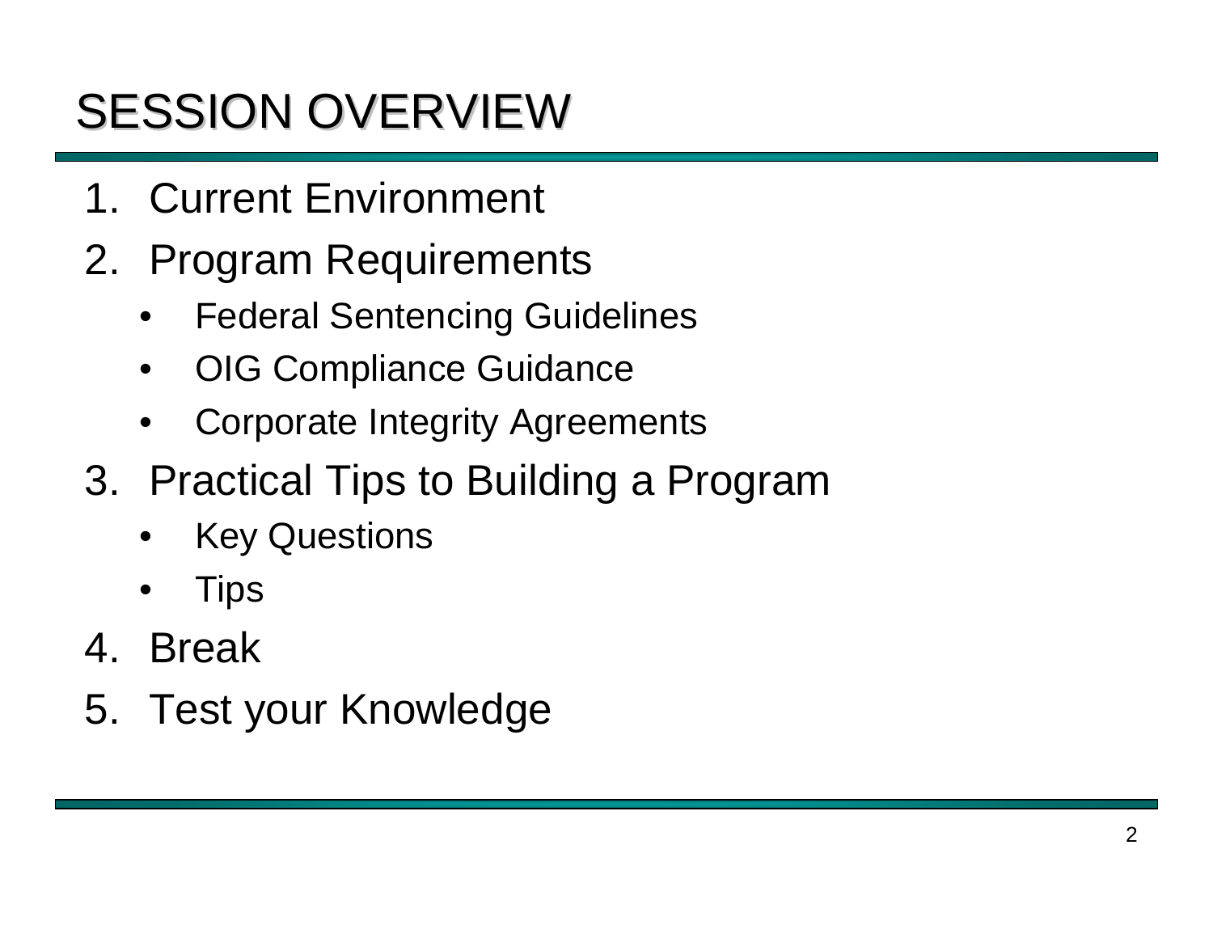# SESSION OVERVIEW

1. Current Environment
2. Program Requirements
   - Federal Sentencing Guidelines
   - OIG Compliance Guidance
   - Corporate Integrity Agreements
3. Practical Tips to Building a Program
   - Key Questions
   - Tips
4. Break
5. Test your Knowledge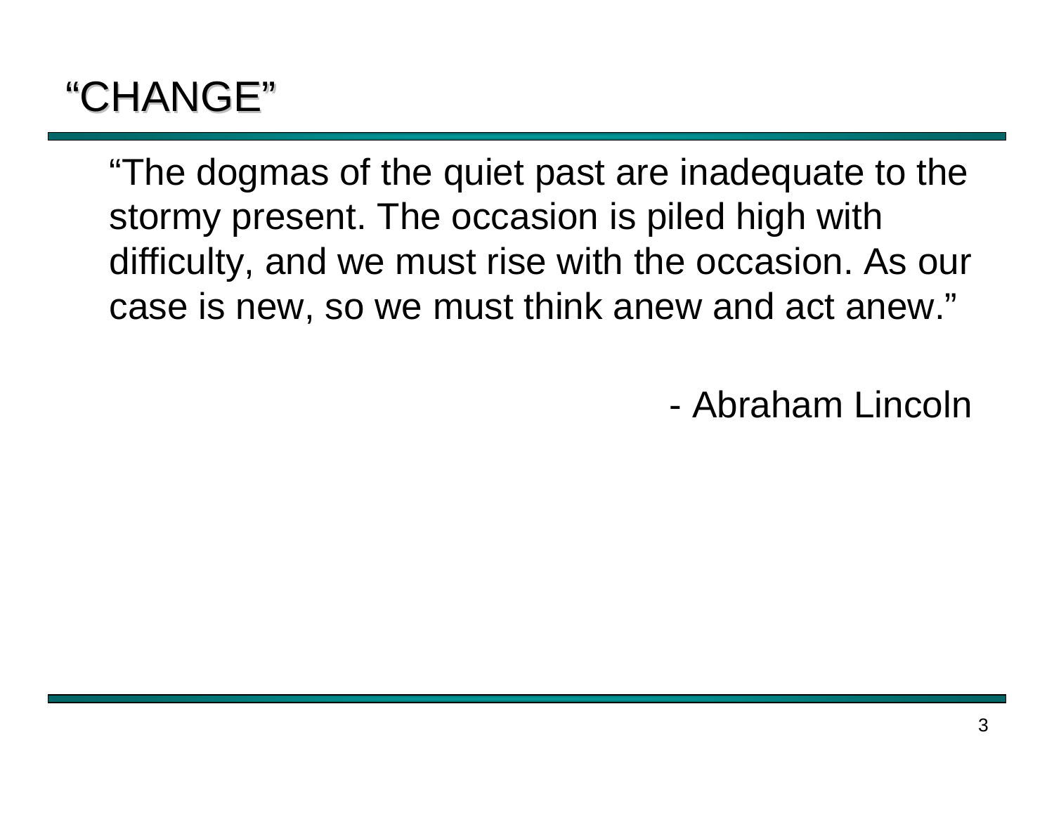# “CHANGE”

“The dogmas of the quiet past are inadequate to the stormy present. The occasion is piled high with difficulty, and we must rise with the occasion. As our case is new, so we must think anew and act anew.”

- Abraham Lincoln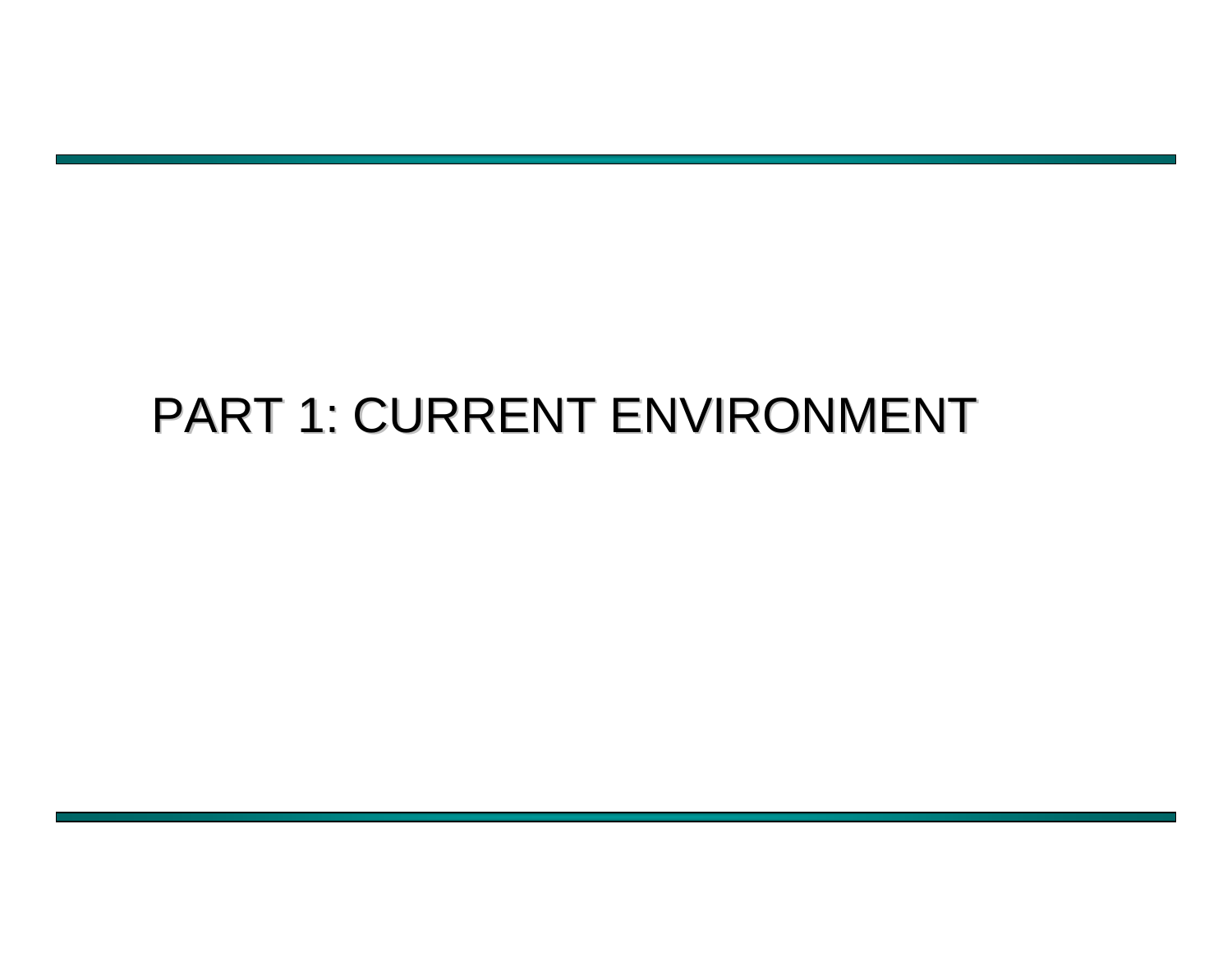# PART 1: CURRENT ENVIRONMENT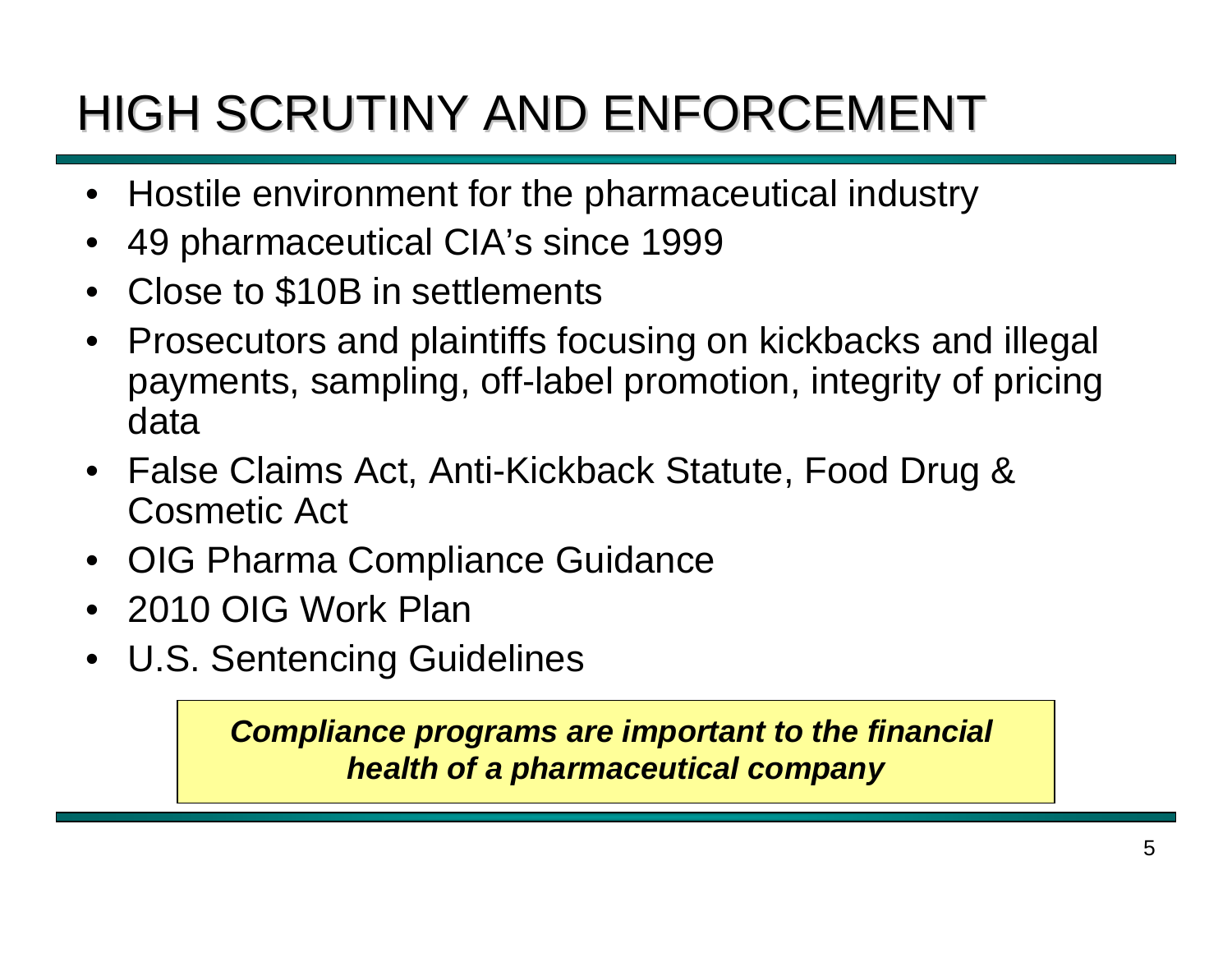# HIGH SCRUTINY AND ENFORCEMENT

- Hostile environment for the pharmaceutical industry
- 49 pharmaceutical CIA's since 1999
- Close to $10B in settlements
- Prosecutors and plaintiffs focusing on kickbacks and illegal payments, sampling, off-label promotion, integrity of pricing data
- False Claims Act, Anti-Kickback Statute, Food Drug & Cosmetic Act
- OIG Pharma Compliance Guidance
- 2010 OIG Work Plan
- U.S. Sentencing Guidelines

***Compliance programs are important to the financial health of a pharmaceutical company***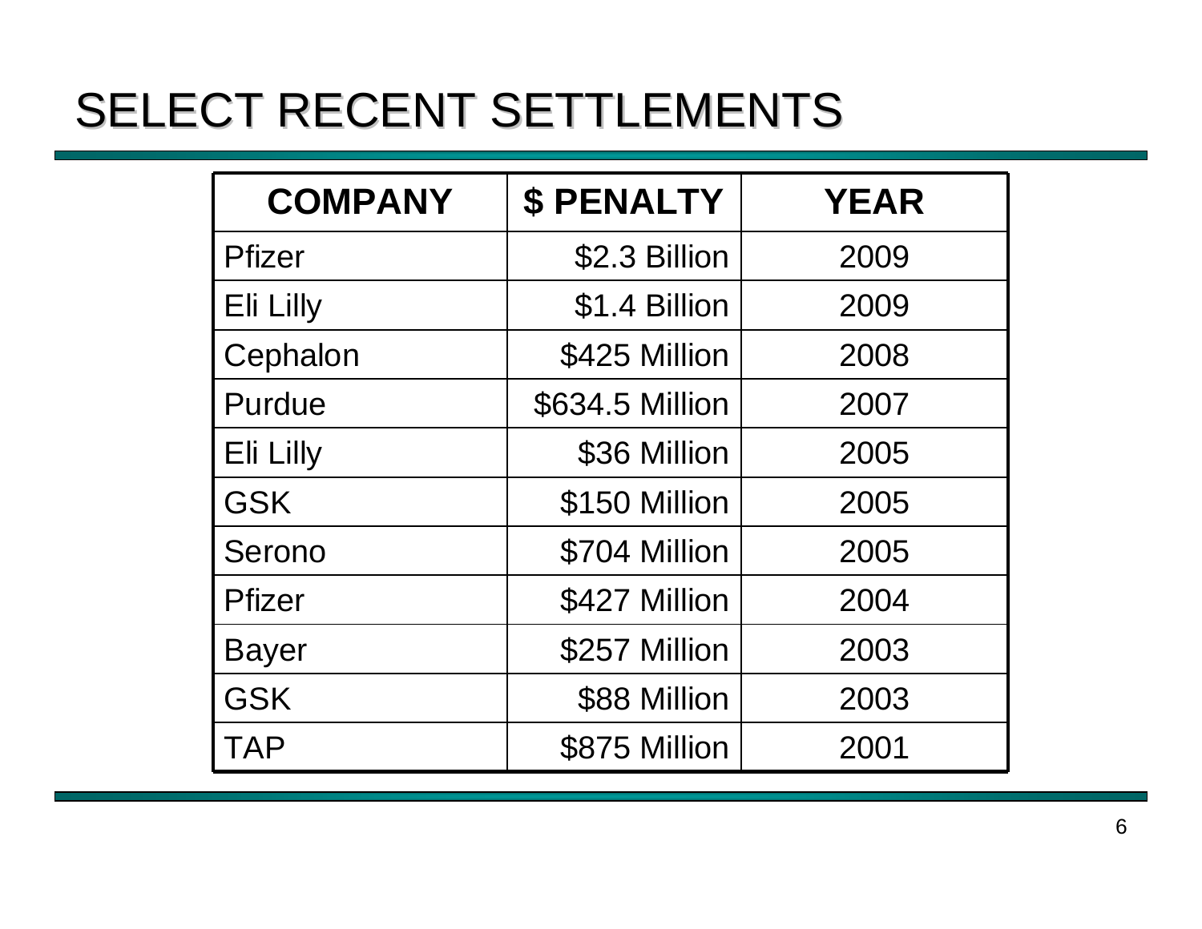# SELECT RECENT SETTLEMENTS

| COMPANY | $ PENALTY | YEAR |
|---|---:|:---:|
| Pfizer | $2.3 Billion | 2009 |
| Eli Lilly | $1.4 Billion | 2009 |
| Cephalon | $425 Million | 2008 |
| Purdue | $634.5 Million | 2007 |
| Eli Lilly | $36 Million | 2005 |
| GSK | $150 Million | 2005 |
| Serono | $704 Million | 2005 |
| Pfizer | $427 Million | 2004 |
| Bayer | $257 Million | 2003 |
| GSK | $88 Million | 2003 |
| TAP | $875 Million | 2001 |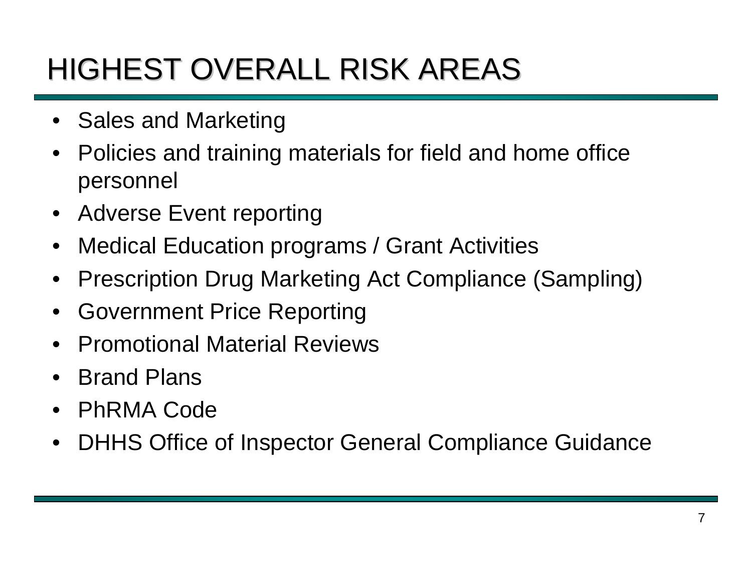# HIGHEST OVERALL RISK AREAS

- Sales and Marketing
- Policies and training materials for field and home office personnel
- Adverse Event reporting
- Medical Education programs / Grant Activities
- Prescription Drug Marketing Act Compliance (Sampling)
- Government Price Reporting
- Promotional Material Reviews
- Brand Plans
- PhRMA Code
- DHHS Office of Inspector General Compliance Guidance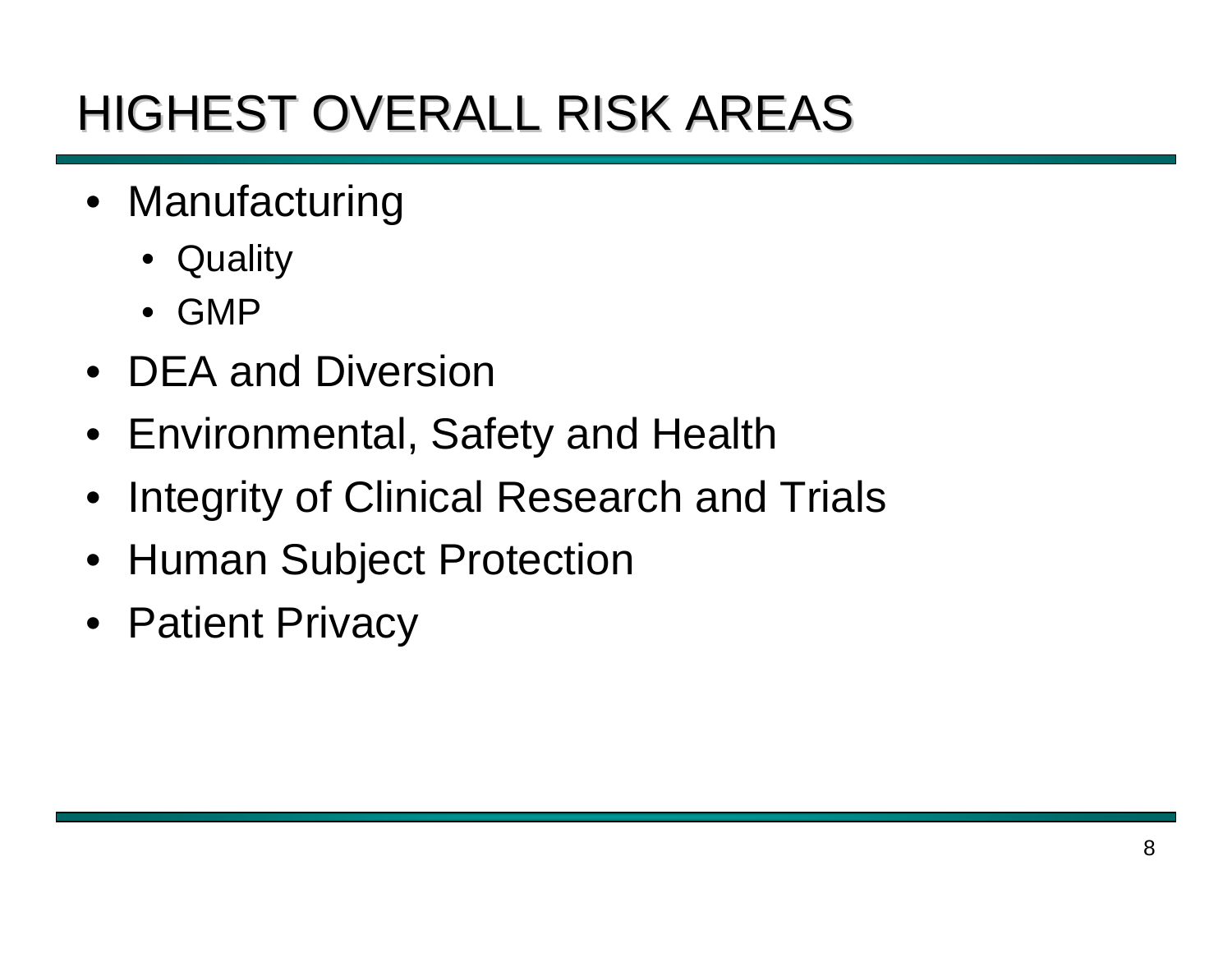# HIGHEST OVERALL RISK AREAS

- Manufacturing
  - Quality
  - GMP
- DEA and Diversion
- Environmental, Safety and Health
- Integrity of Clinical Research and Trials
- Human Subject Protection
- Patient Privacy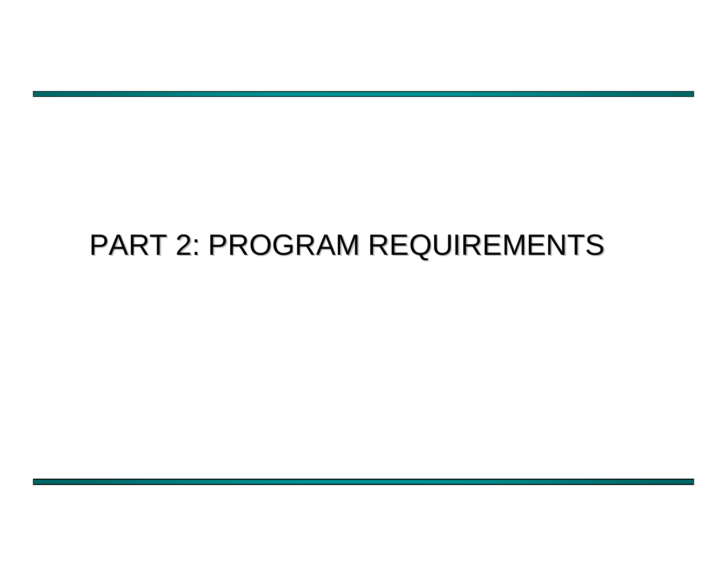# PART 2: PROGRAM REQUIREMENTS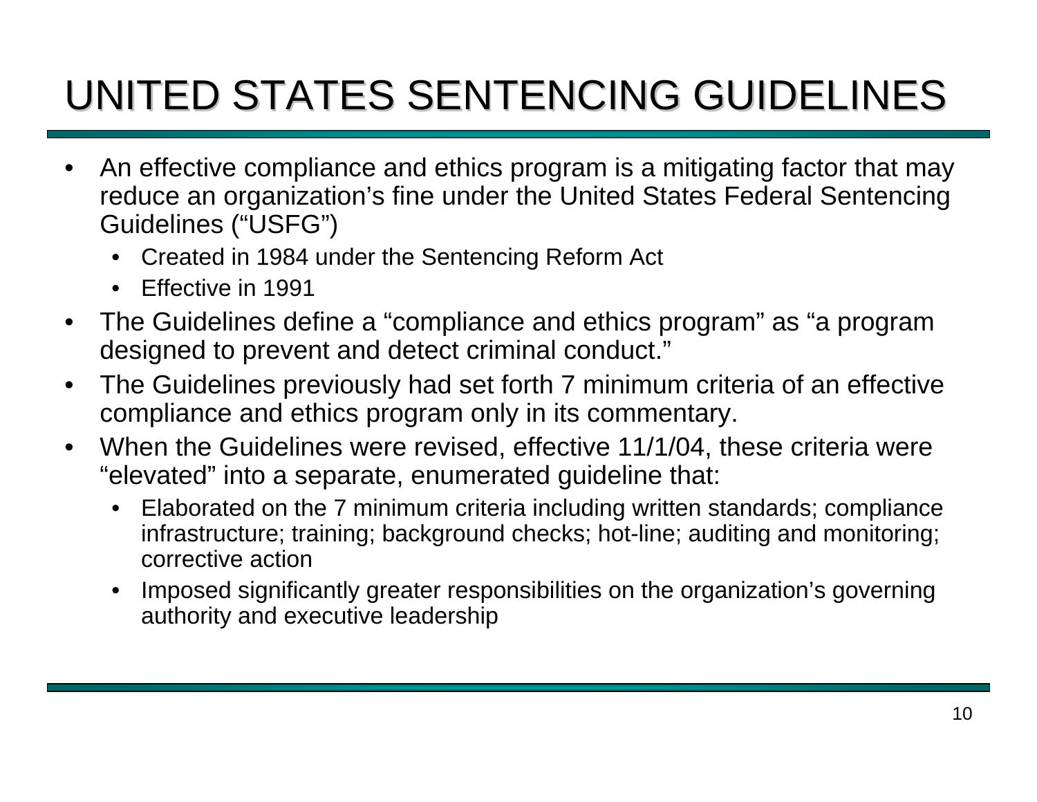# UNITED STATES SENTENCING GUIDELINES

- An effective compliance and ethics program is a mitigating factor that may reduce an organization’s fine under the United States Federal Sentencing Guidelines (“USFG”)
  - Created in 1984 under the Sentencing Reform Act
  - Effective in 1991
- The Guidelines define a “compliance and ethics program” as “a program designed to prevent and detect criminal conduct.”
- The Guidelines previously had set forth 7 minimum criteria of an effective compliance and ethics program only in its commentary.
- When the Guidelines were revised, effective 11/1/04, these criteria were “elevated” into a separate, enumerated guideline that:
  - Elaborated on the 7 minimum criteria including written standards; compliance infrastructure; training; background checks; hot-line; auditing and monitoring; corrective action
  - Imposed significantly greater responsibilities on the organization’s governing authority and executive leadership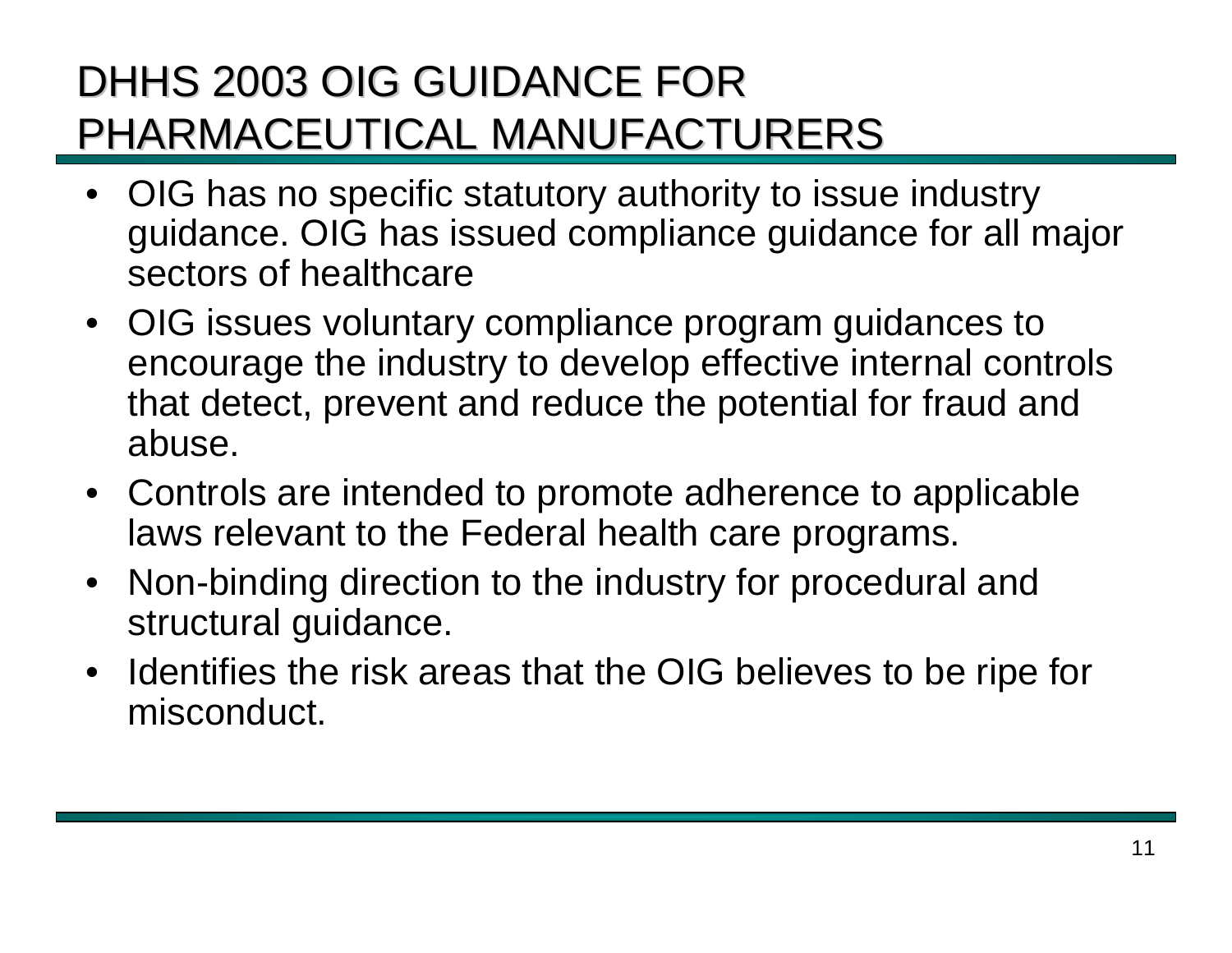# DHHS 2003 OIG GUIDANCE FOR PHARMACEUTICAL MANUFACTURERS

- OIG has no specific statutory authority to issue industry guidance. OIG has issued compliance guidance for all major sectors of healthcare
- OIG issues voluntary compliance program guidances to encourage the industry to develop effective internal controls that detect, prevent and reduce the potential for fraud and abuse.
- Controls are intended to promote adherence to applicable laws relevant to the Federal health care programs.
- Non-binding direction to the industry for procedural and structural guidance.
- Identifies the risk areas that the OIG believes to be ripe for misconduct.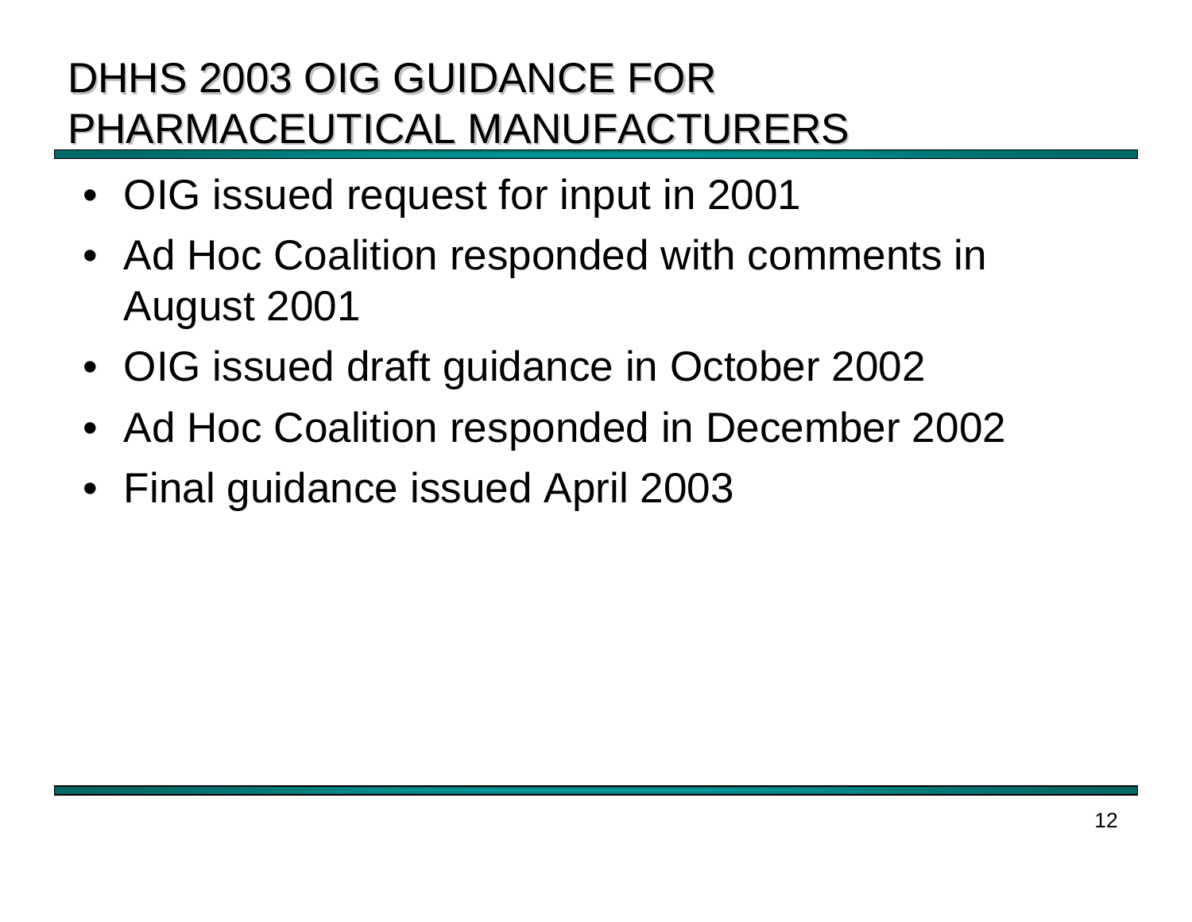# DHHS 2003 OIG GUIDANCE FOR PHARMACEUTICAL MANUFACTURERS

- OIG issued request for input in 2001
- Ad Hoc Coalition responded with comments in August 2001
- OIG issued draft guidance in October 2002
- Ad Hoc Coalition responded in December 2002
- Final guidance issued April 2003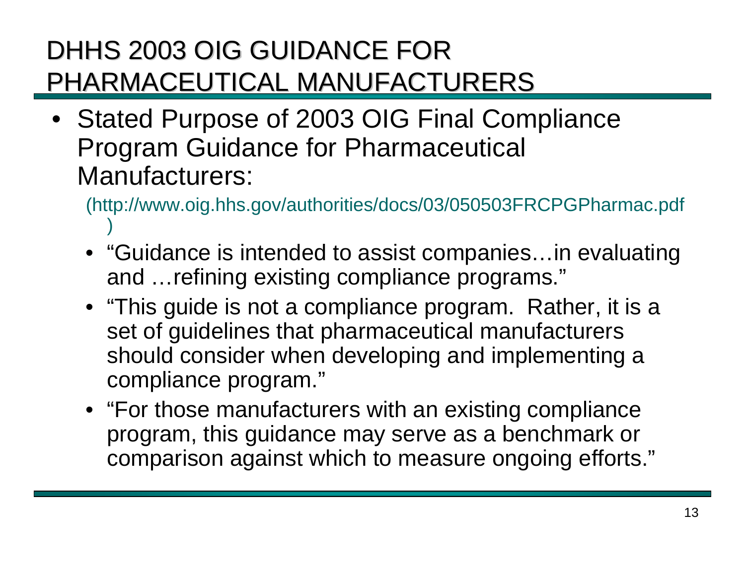# DHHS 2003 OIG GUIDANCE FOR PHARMACEUTICAL MANUFACTURERS

- Stated Purpose of 2003 OIG Final Compliance Program Guidance for Pharmaceutical Manufacturers:

  (http://www.oig.hhs.gov/authorities/docs/03/050503FRCPGPharmac.pdf)

  - "Guidance is intended to assist companies…in evaluating and …refining existing compliance programs."
  - "This guide is not a compliance program. Rather, it is a set of guidelines that pharmaceutical manufacturers should consider when developing and implementing a compliance program."
  - "For those manufacturers with an existing compliance program, this guidance may serve as a benchmark or comparison against which to measure ongoing efforts."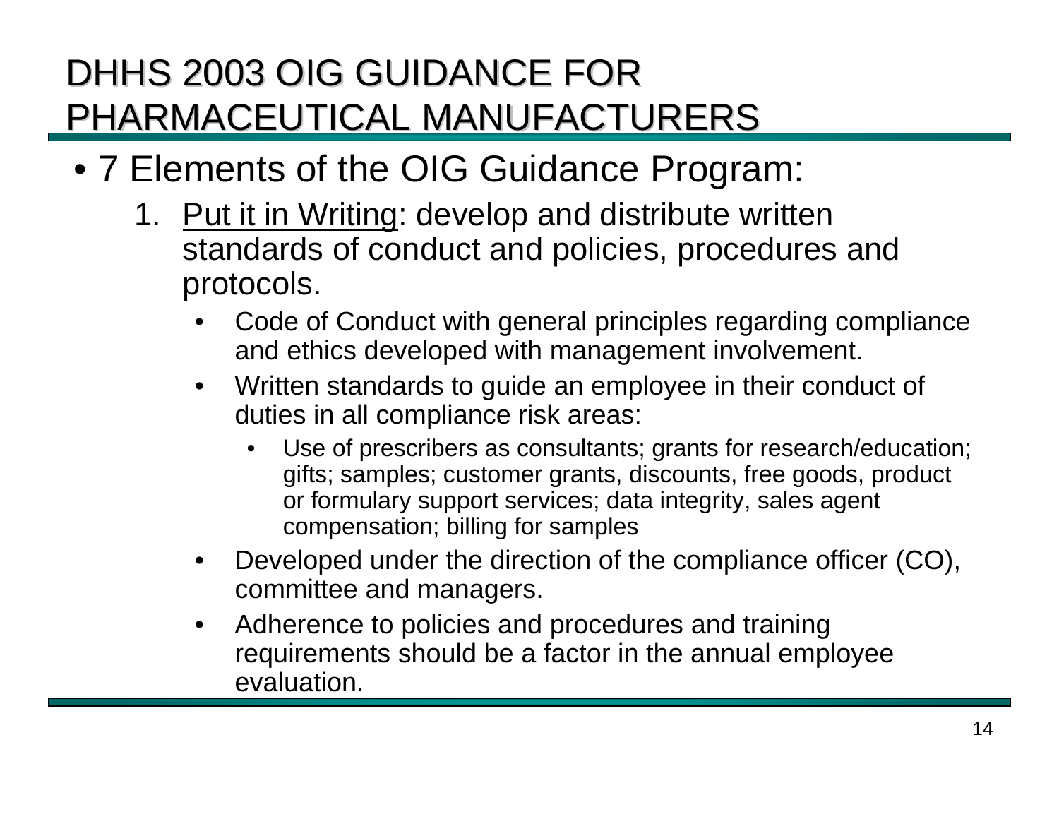# DHHS 2003 OIG GUIDANCE FOR PHARMACEUTICAL MANUFACTURERS

- 7 Elements of the OIG Guidance Program:
  1. Put it in Writing: develop and distribute written standards of conduct and policies, procedures and protocols.
     - Code of Conduct with general principles regarding compliance and ethics developed with management involvement.
     - Written standards to guide an employee in their conduct of duties in all compliance risk areas:
       - Use of prescribers as consultants; grants for research/education; gifts; samples; customer grants, discounts, free goods, product or formulary support services; data integrity, sales agent compensation; billing for samples
     - Developed under the direction of the compliance officer (CO), committee and managers.
     - Adherence to policies and procedures and training requirements should be a factor in the annual employee evaluation.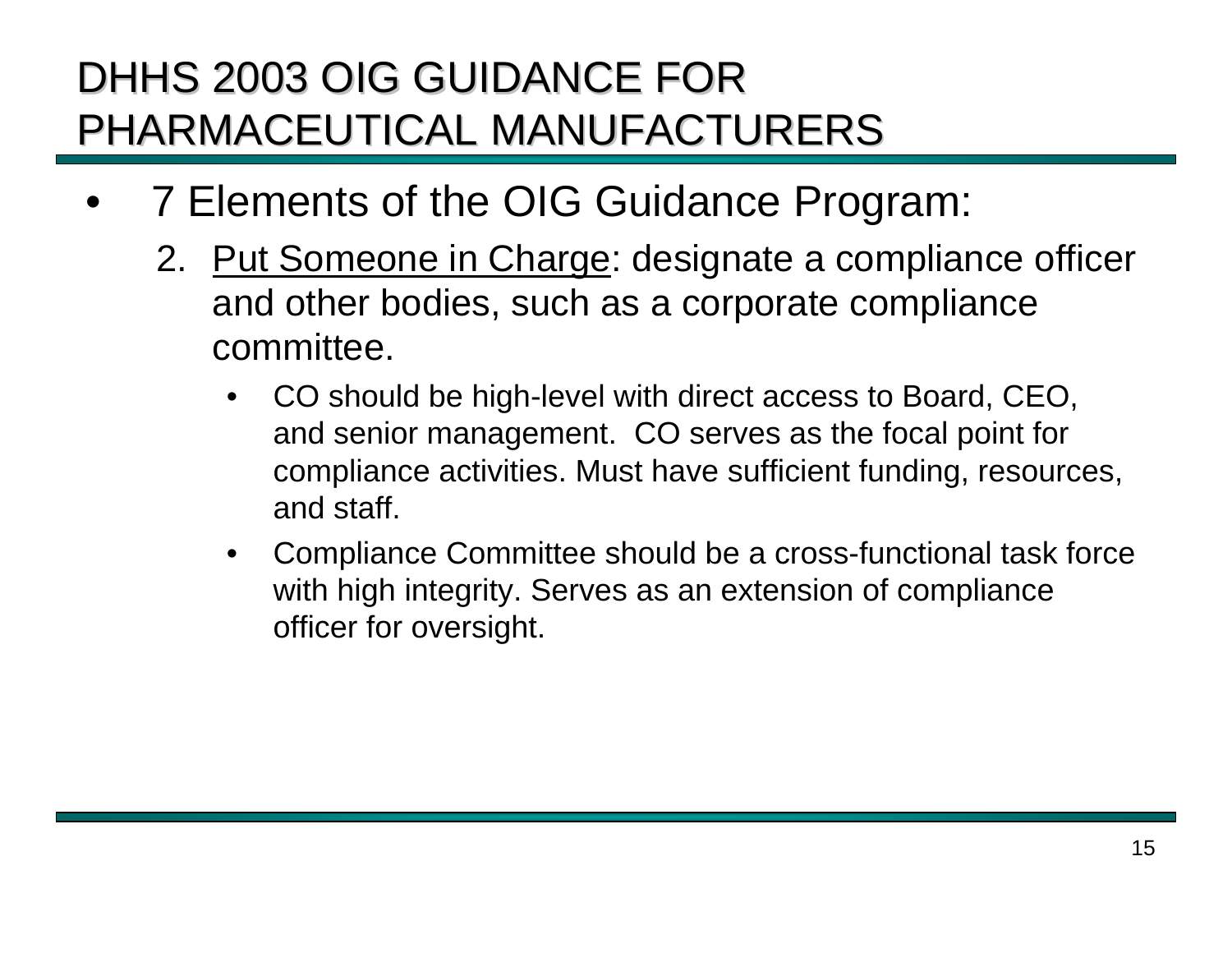# DHHS 2003 OIG GUIDANCE FOR PHARMACEUTICAL MANUFACTURERS

- 7 Elements of the OIG Guidance Program:
  2. Put Someone in Charge: designate a compliance officer and other bodies, such as a corporate compliance committee.
     - CO should be high-level with direct access to Board, CEO, and senior management. CO serves as the focal point for compliance activities. Must have sufficient funding, resources, and staff.
     - Compliance Committee should be a cross-functional task force with high integrity. Serves as an extension of compliance officer for oversight.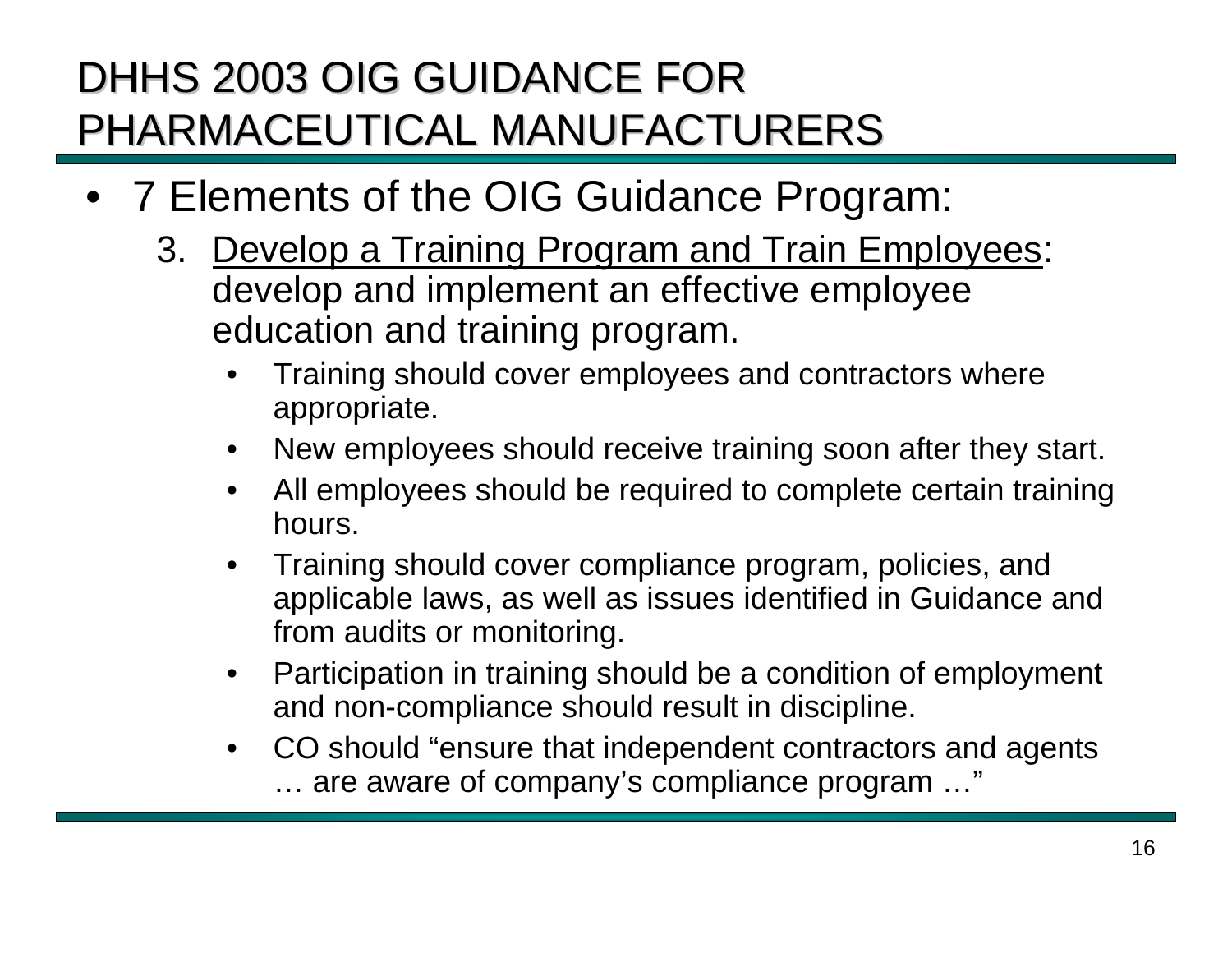# DHHS 2003 OIG GUIDANCE FOR PHARMACEUTICAL MANUFACTURERS

- 7 Elements of the OIG Guidance Program:
  3. <u>Develop a Training Program and Train Employees</u>: develop and implement an effective employee education and training program.
     - Training should cover employees and contractors where appropriate.
     - New employees should receive training soon after they start.
     - All employees should be required to complete certain training hours.
     - Training should cover compliance program, policies, and applicable laws, as well as issues identified in Guidance and from audits or monitoring.
     - Participation in training should be a condition of employment and non-compliance should result in discipline.
     - CO should "ensure that independent contractors and agents … are aware of company's compliance program …"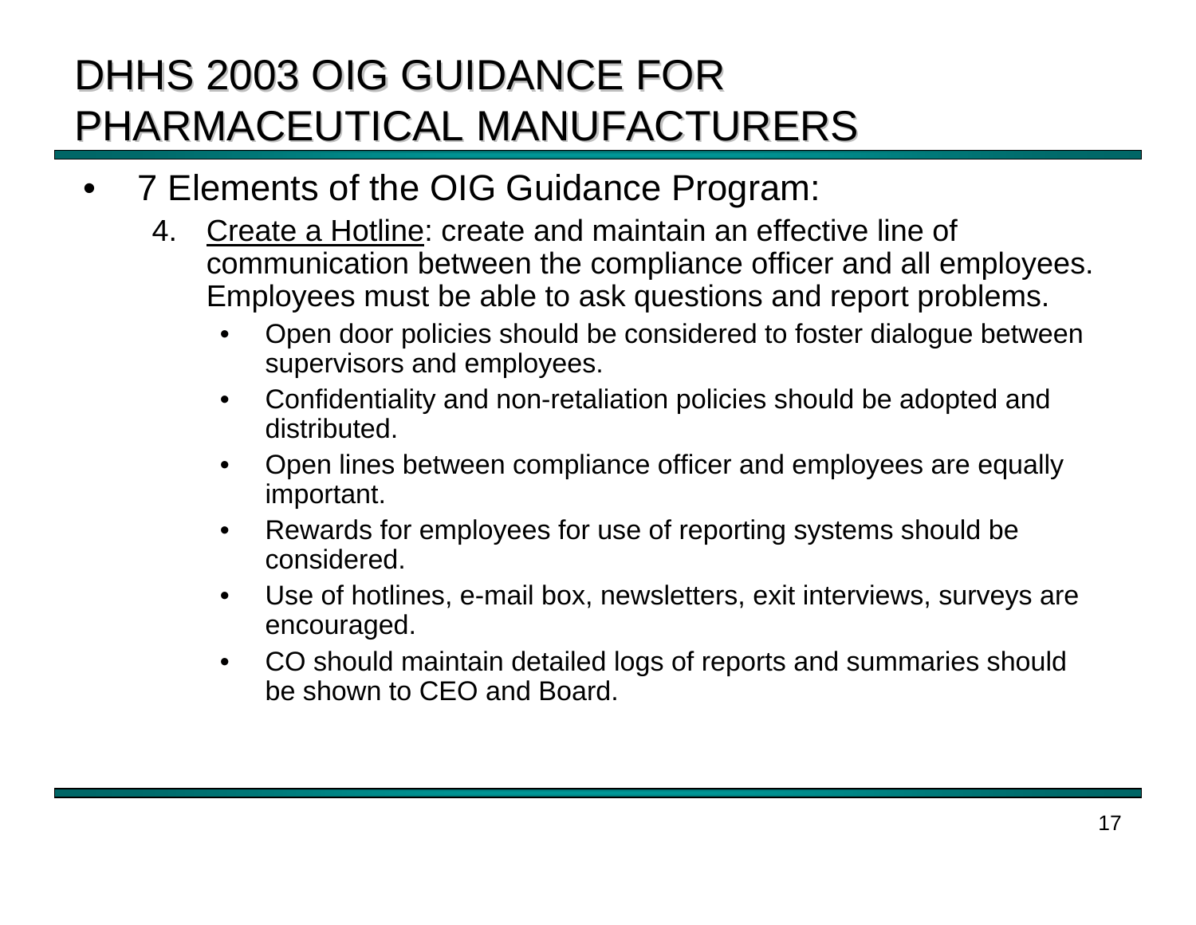# DHHS 2003 OIG GUIDANCE FOR PHARMACEUTICAL MANUFACTURERS

- 7 Elements of the OIG Guidance Program:
  4. <u>Create a Hotline</u>: create and maintain an effective line of communication between the compliance officer and all employees. Employees must be able to ask questions and report problems.
     - Open door policies should be considered to foster dialogue between supervisors and employees.
     - Confidentiality and non-retaliation policies should be adopted and distributed.
     - Open lines between compliance officer and employees are equally important.
     - Rewards for employees for use of reporting systems should be considered.
     - Use of hotlines, e-mail box, newsletters, exit interviews, surveys are encouraged.
     - CO should maintain detailed logs of reports and summaries should be shown to CEO and Board.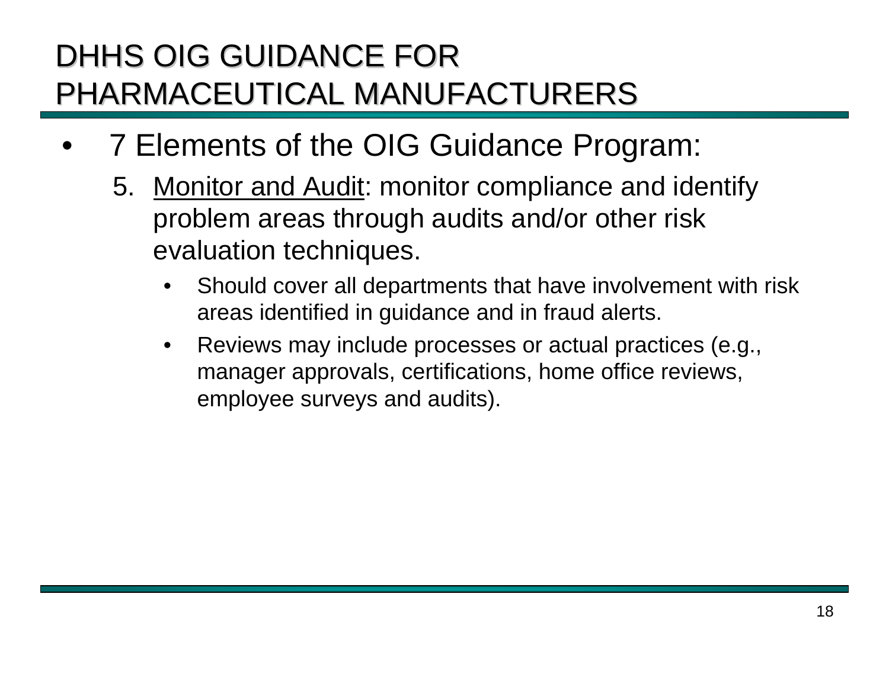# DHHS OIG GUIDANCE FOR PHARMACEUTICAL MANUFACTURERS

- 7 Elements of the OIG Guidance Program:

  5. Monitor and Audit: monitor compliance and identify problem areas through audits and/or other risk evaluation techniques.

     - Should cover all departments that have involvement with risk areas identified in guidance and in fraud alerts.
     - Reviews may include processes or actual practices (e.g., manager approvals, certifications, home office reviews, employee surveys and audits).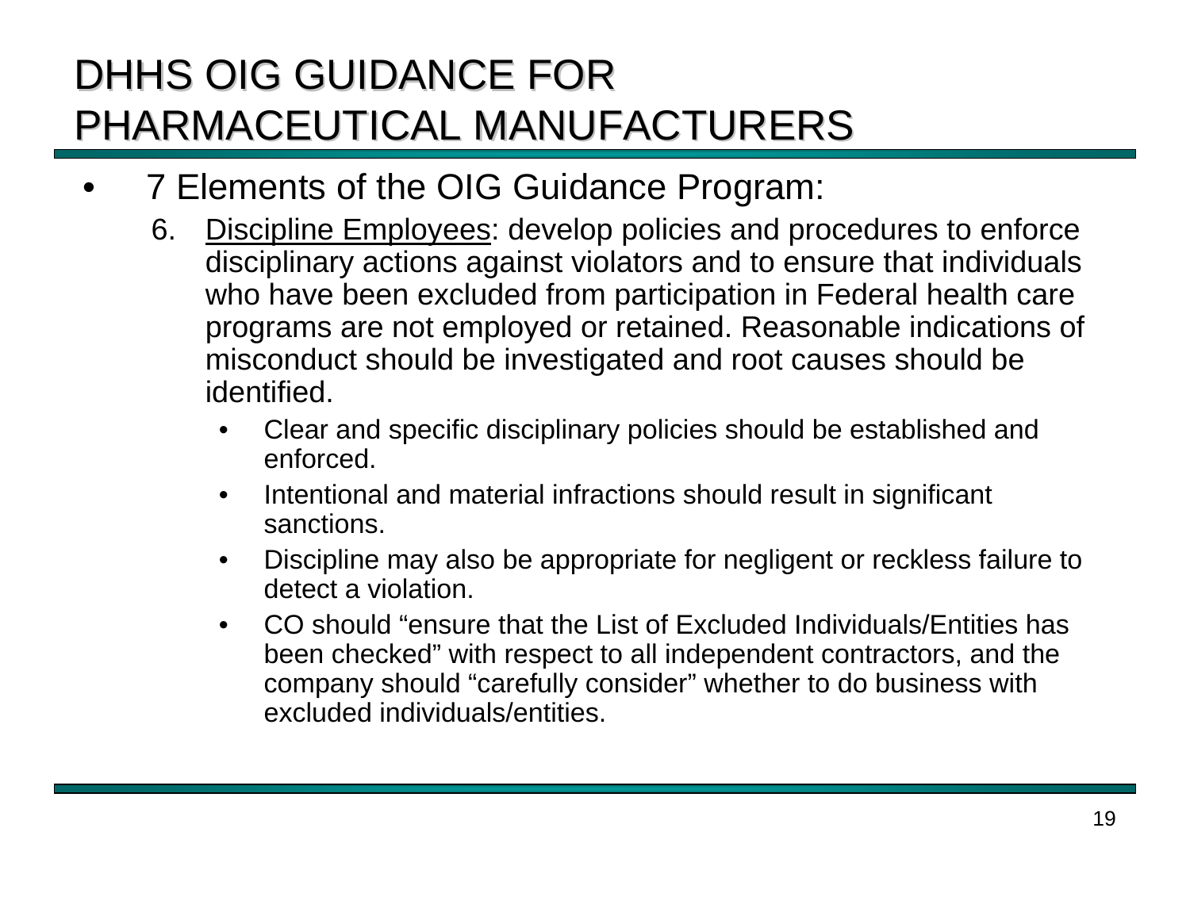# DHHS OIG GUIDANCE FOR PHARMACEUTICAL MANUFACTURERS

- 7 Elements of the OIG Guidance Program:
  6. Discipline Employees: develop policies and procedures to enforce disciplinary actions against violators and to ensure that individuals who have been excluded from participation in Federal health care programs are not employed or retained. Reasonable indications of misconduct should be investigated and root causes should be identified.
     - Clear and specific disciplinary policies should be established and enforced.
     - Intentional and material infractions should result in significant sanctions.
     - Discipline may also be appropriate for negligent or reckless failure to detect a violation.
     - CO should "ensure that the List of Excluded Individuals/Entities has been checked" with respect to all independent contractors, and the company should "carefully consider" whether to do business with excluded individuals/entities.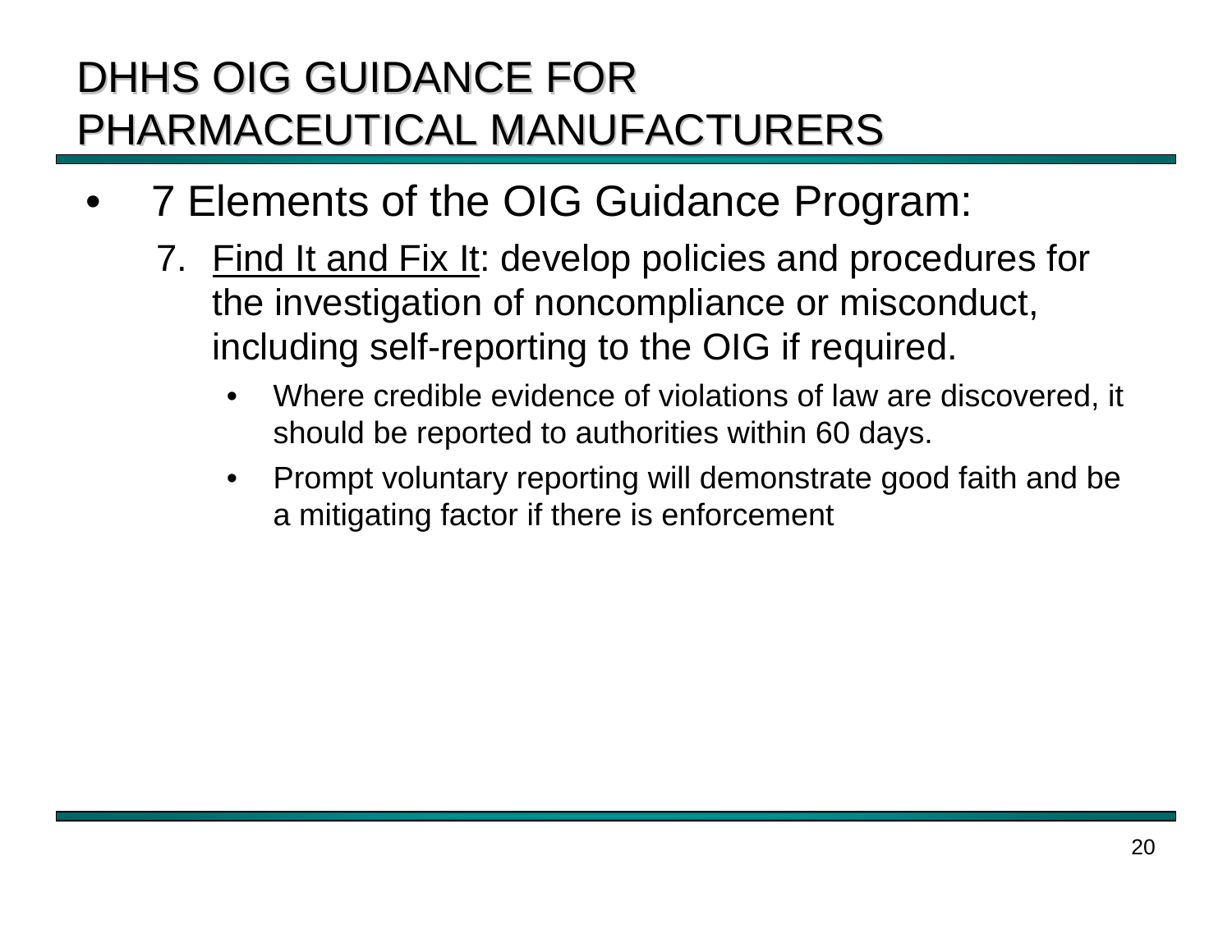# DHHS OIG GUIDANCE FOR PHARMACEUTICAL MANUFACTURERS

- 7 Elements of the OIG Guidance Program:
  7. Find It and Fix It: develop policies and procedures for the investigation of noncompliance or misconduct, including self-reporting to the OIG if required.
     - Where credible evidence of violations of law are discovered, it should be reported to authorities within 60 days.
     - Prompt voluntary reporting will demonstrate good faith and be a mitigating factor if there is enforcement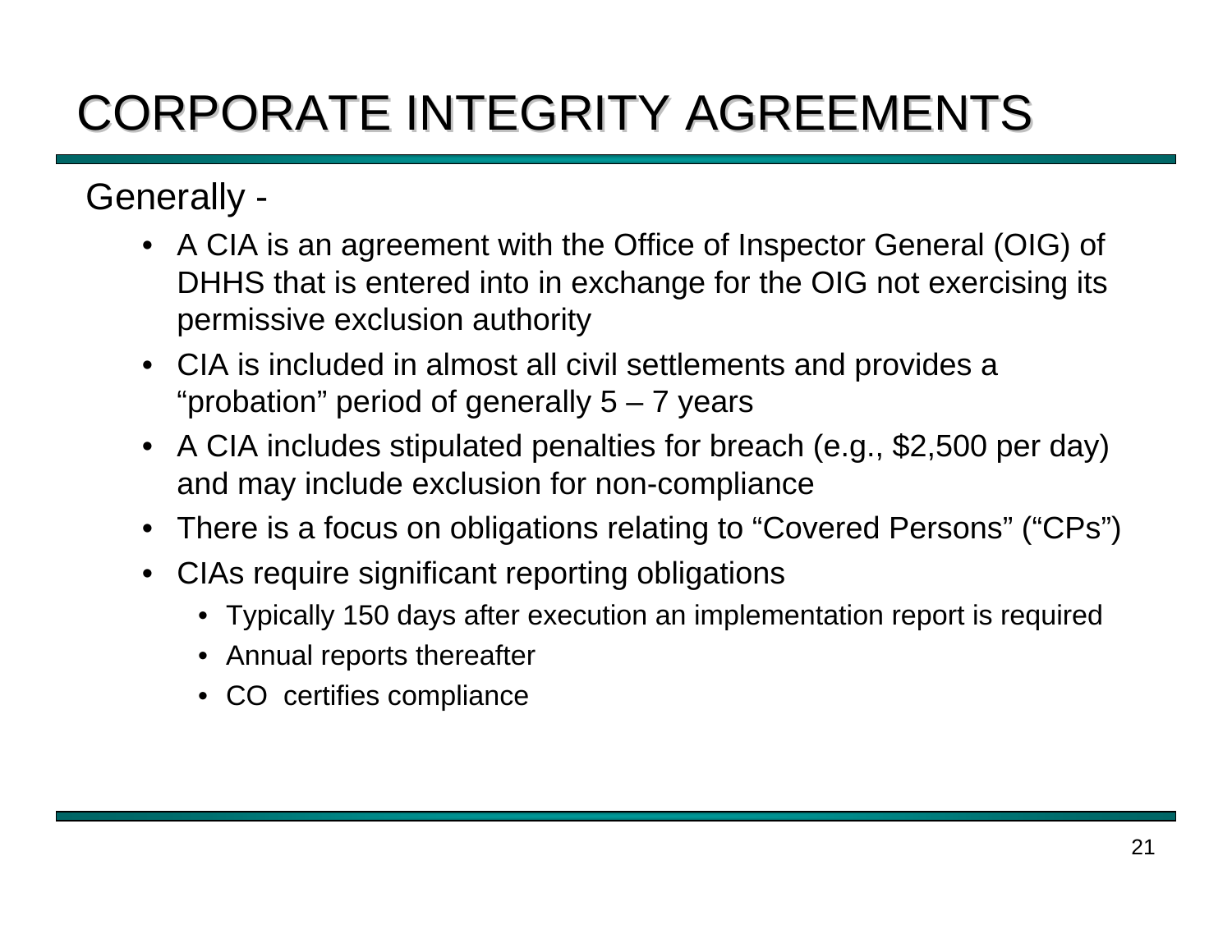# CORPORATE INTEGRITY AGREEMENTS

Generally -

- A CIA is an agreement with the Office of Inspector General (OIG) of DHHS that is entered into in exchange for the OIG not exercising its permissive exclusion authority
- CIA is included in almost all civil settlements and provides a “probation” period of generally 5 – 7 years
- A CIA includes stipulated penalties for breach (e.g., $2,500 per day) and may include exclusion for non-compliance
- There is a focus on obligations relating to “Covered Persons” (“CPs”)
- CIAs require significant reporting obligations
  - Typically 150 days after execution an implementation report is required
  - Annual reports thereafter
  - CO certifies compliance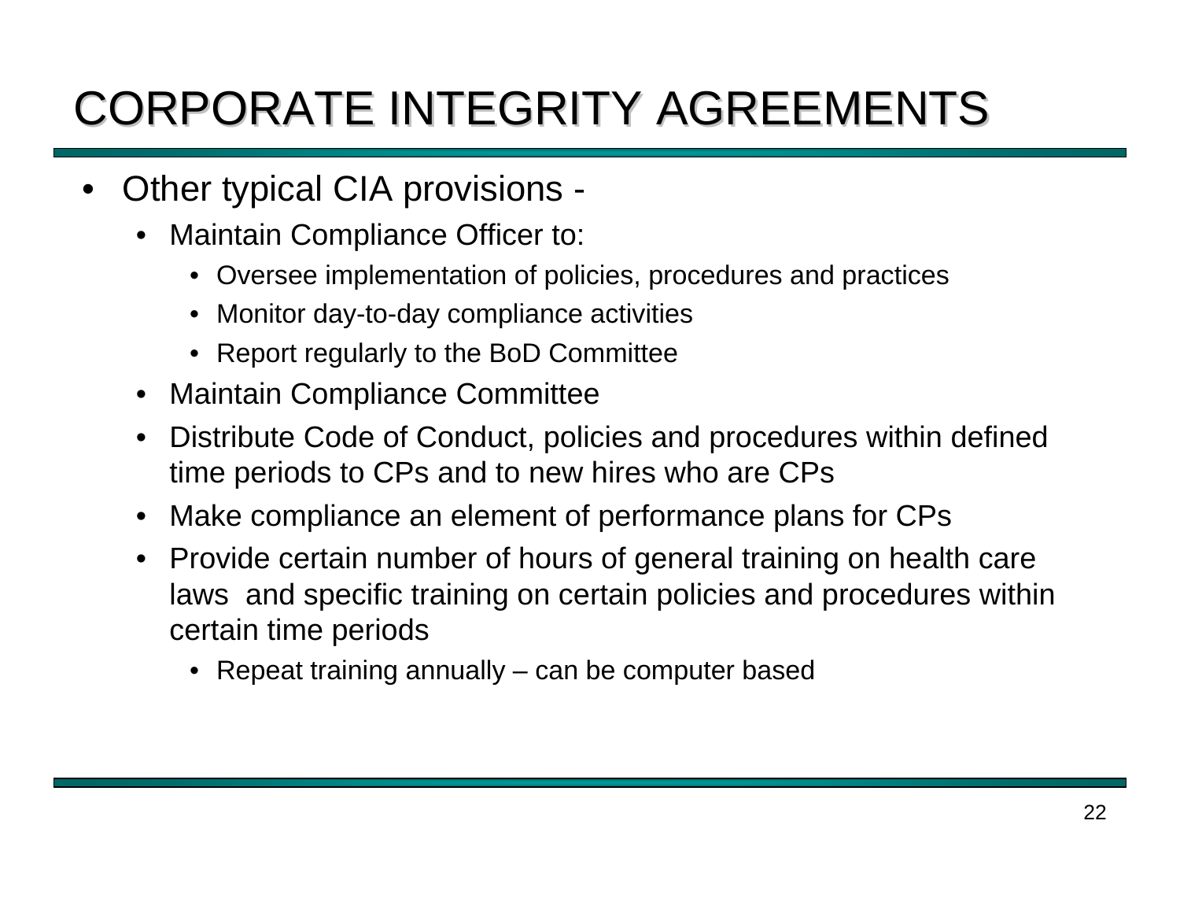# CORPORATE INTEGRITY AGREEMENTS

- Other typical CIA provisions -
  - Maintain Compliance Officer to:
    - Oversee implementation of policies, procedures and practices
    - Monitor day-to-day compliance activities
    - Report regularly to the BoD Committee
  - Maintain Compliance Committee
  - Distribute Code of Conduct, policies and procedures within defined time periods to CPs and to new hires who are CPs
  - Make compliance an element of performance plans for CPs
  - Provide certain number of hours of general training on health care laws and specific training on certain policies and procedures within certain time periods
    - Repeat training annually – can be computer based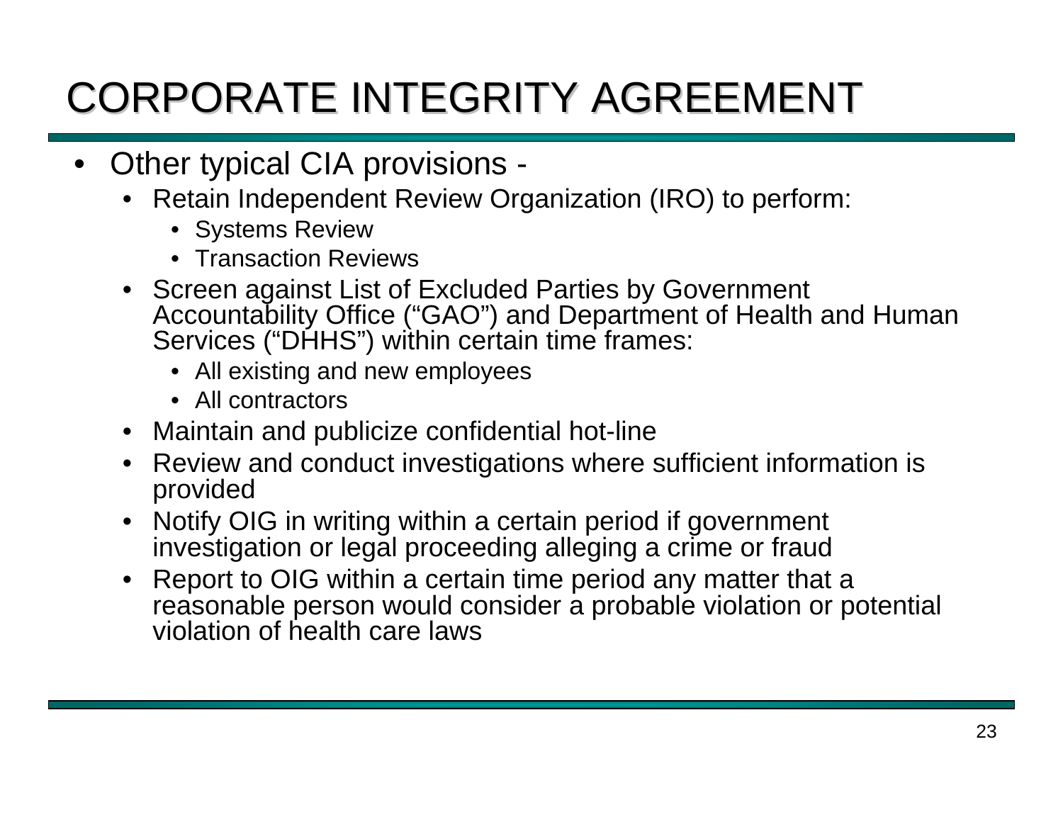# CORPORATE INTEGRITY AGREEMENT

- Other typical CIA provisions -
  - Retain Independent Review Organization (IRO) to perform:
    - Systems Review
    - Transaction Reviews
  - Screen against List of Excluded Parties by Government Accountability Office ("GAO") and Department of Health and Human Services ("DHHS") within certain time frames:
    - All existing and new employees
    - All contractors
  - Maintain and publicize confidential hot-line
  - Review and conduct investigations where sufficient information is provided
  - Notify OIG in writing within a certain period if government investigation or legal proceeding alleging a crime or fraud
  - Report to OIG within a certain time period any matter that a reasonable person would consider a probable violation or potential violation of health care laws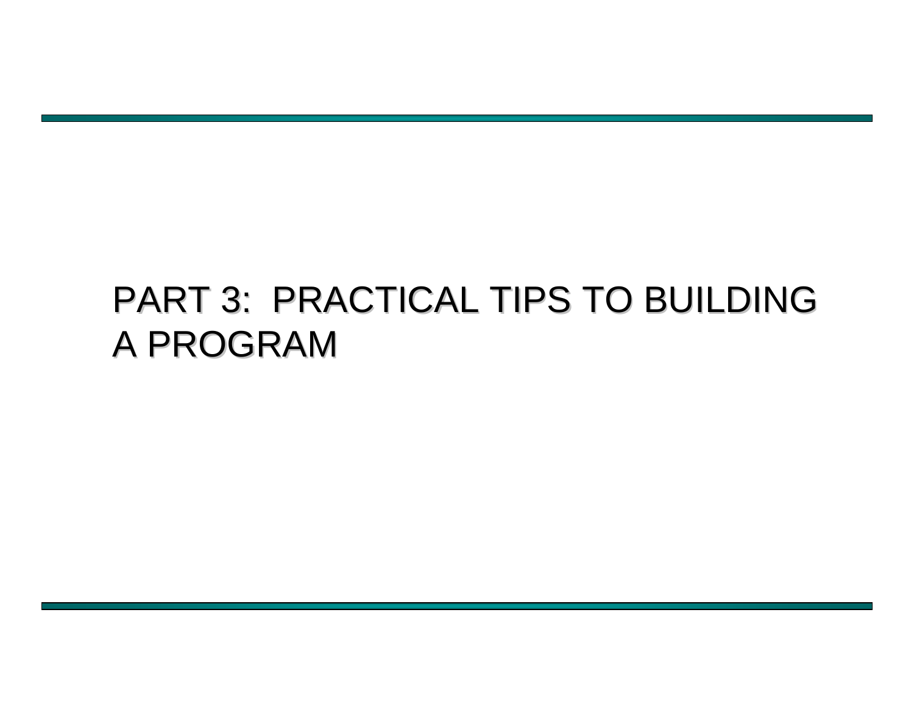# PART 3: PRACTICAL TIPS TO BUILDING A PROGRAM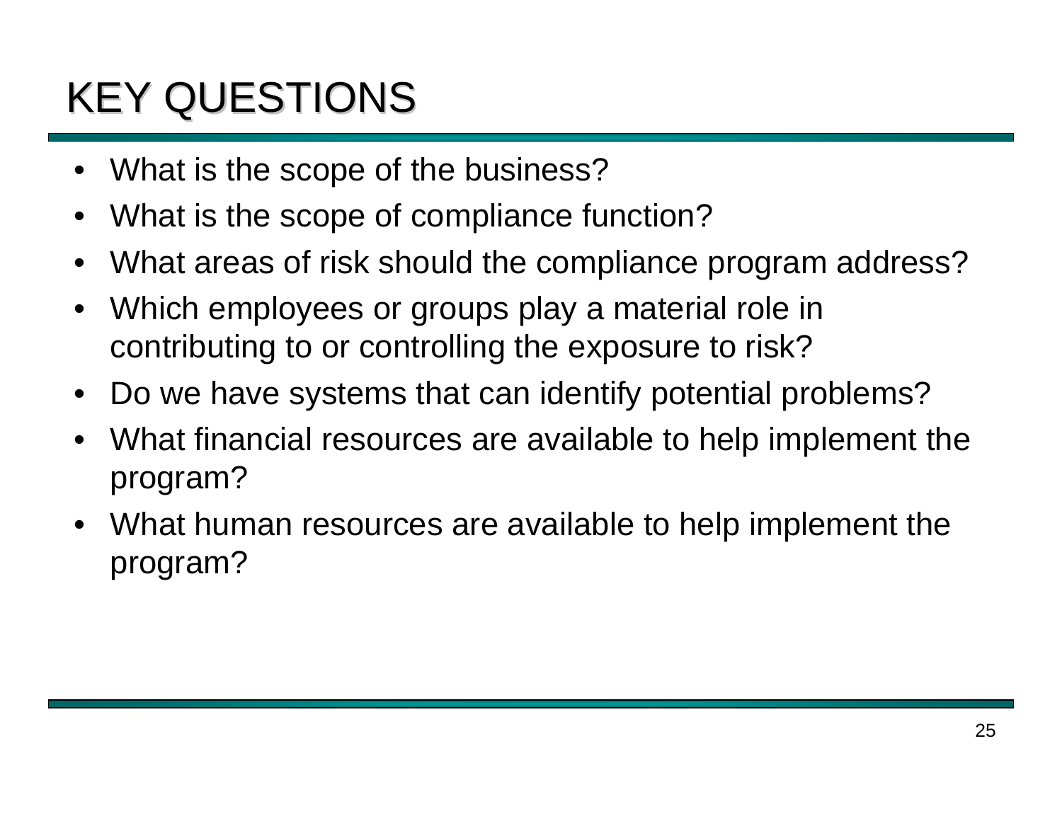# KEY QUESTIONS

- What is the scope of the business?
- What is the scope of compliance function?
- What areas of risk should the compliance program address?
- Which employees or groups play a material role in contributing to or controlling the exposure to risk?
- Do we have systems that can identify potential problems?
- What financial resources are available to help implement the program?
- What human resources are available to help implement the program?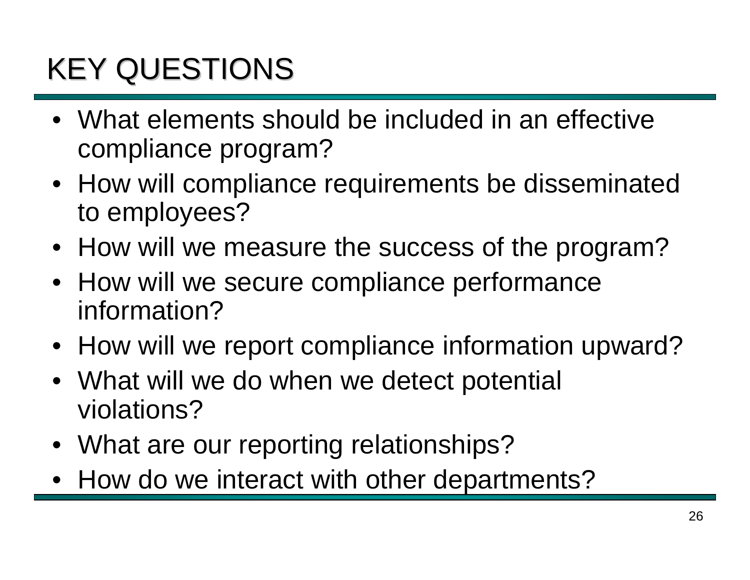# KEY QUESTIONS

- What elements should be included in an effective compliance program?
- How will compliance requirements be disseminated to employees?
- How will we measure the success of the program?
- How will we secure compliance performance information?
- How will we report compliance information upward?
- What will we do when we detect potential violations?
- What are our reporting relationships?
- How do we interact with other departments?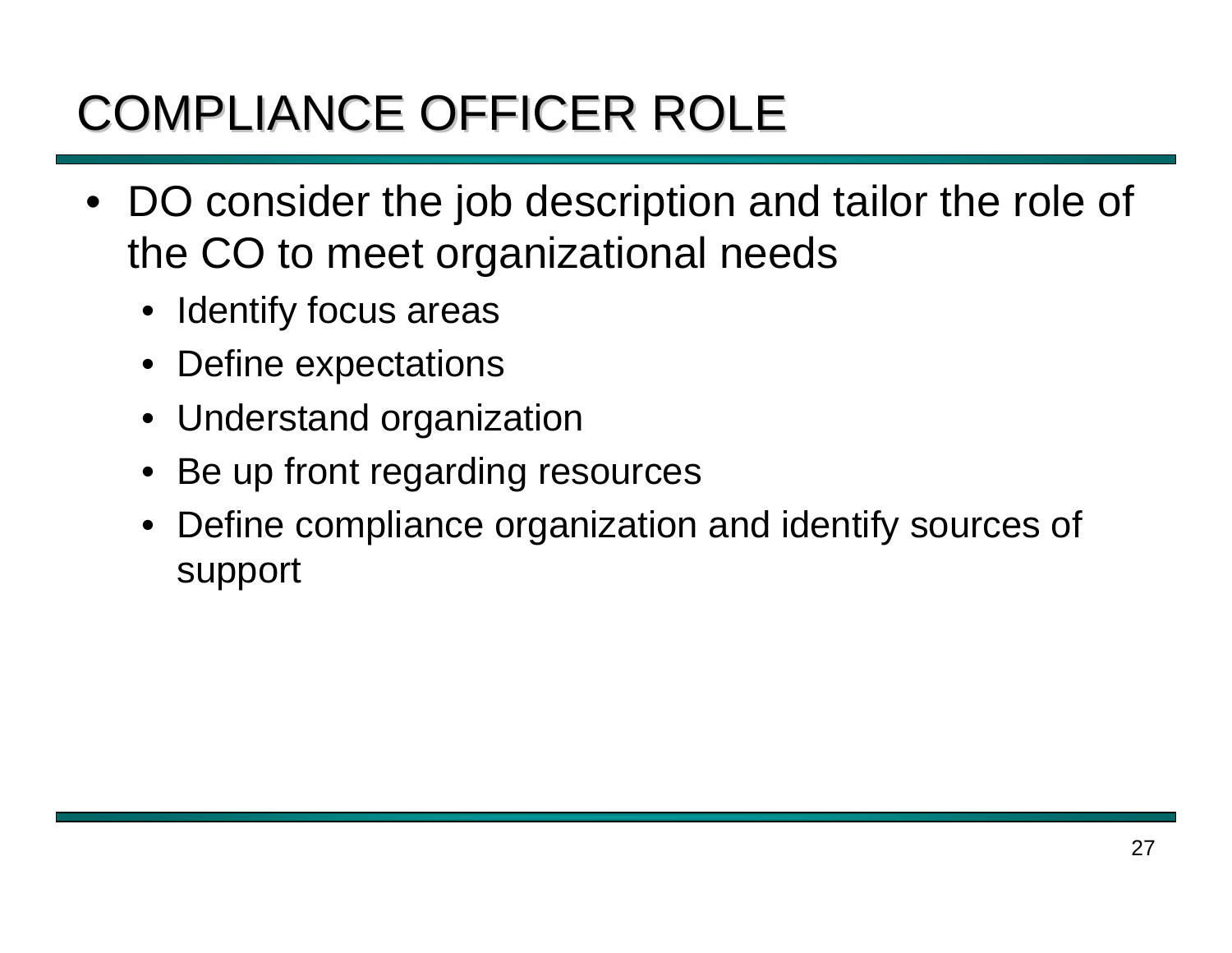# COMPLIANCE OFFICER ROLE

- DO consider the job description and tailor the role of the CO to meet organizational needs
  - Identify focus areas
  - Define expectations
  - Understand organization
  - Be up front regarding resources
  - Define compliance organization and identify sources of support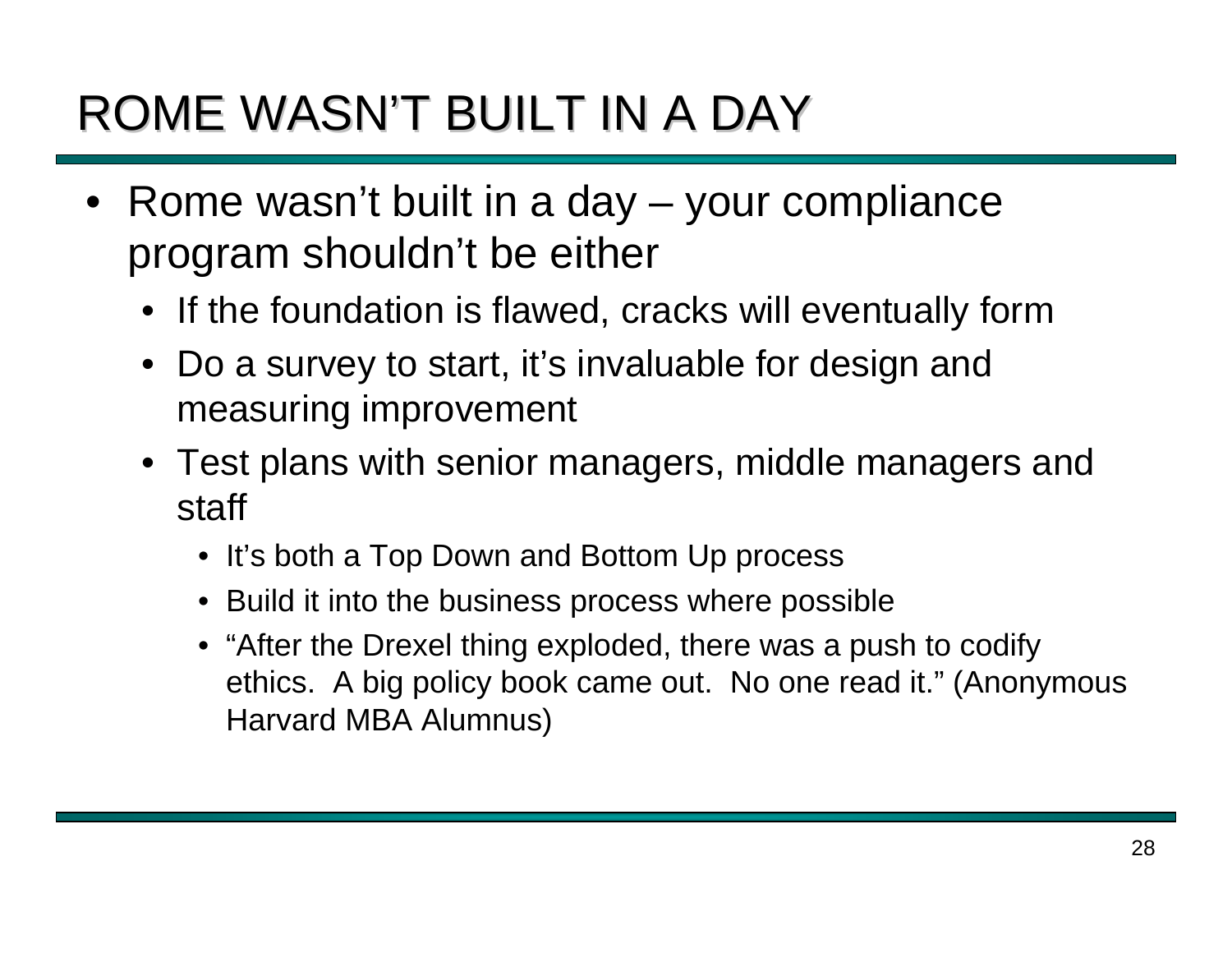# ROME WASN'T BUILT IN A DAY

- Rome wasn't built in a day – your compliance program shouldn't be either
  - If the foundation is flawed, cracks will eventually form
  - Do a survey to start, it's invaluable for design and measuring improvement
  - Test plans with senior managers, middle managers and staff
    - It's both a Top Down and Bottom Up process
    - Build it into the business process where possible
    - "After the Drexel thing exploded, there was a push to codify ethics. A big policy book came out. No one read it." (Anonymous Harvard MBA Alumnus)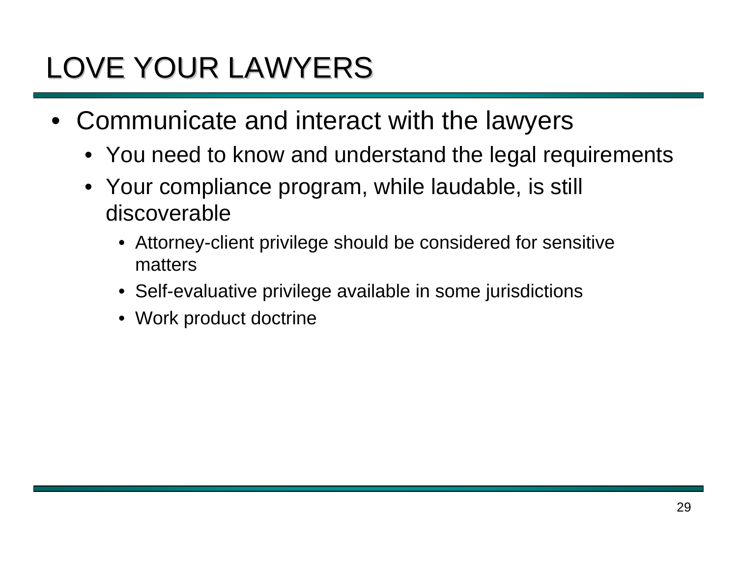# LOVE YOUR LAWYERS

- Communicate and interact with the lawyers
  - You need to know and understand the legal requirements
  - Your compliance program, while laudable, is still discoverable
    - Attorney-client privilege should be considered for sensitive matters
    - Self-evaluative privilege available in some jurisdictions
    - Work product doctrine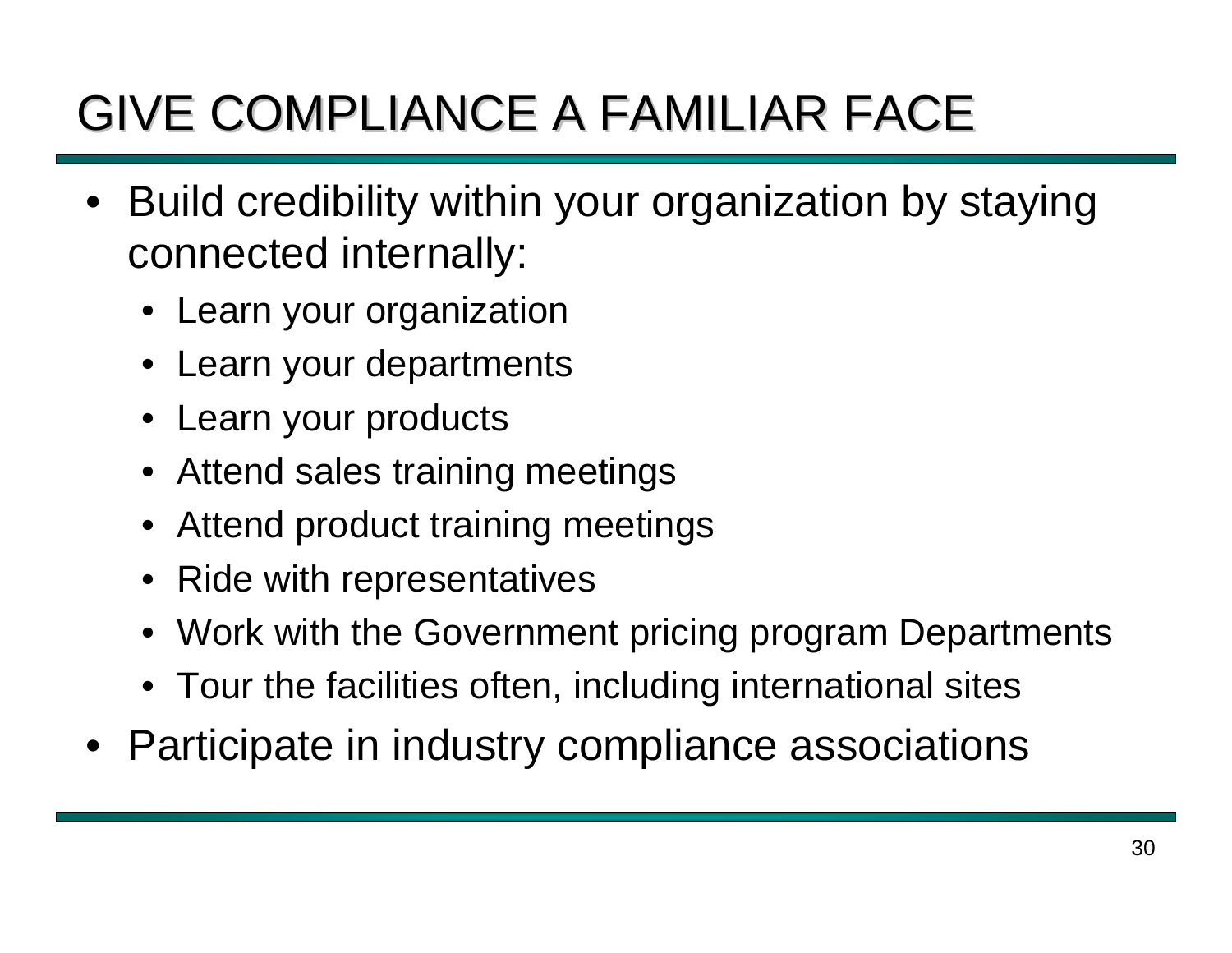# GIVE COMPLIANCE A FAMILIAR FACE

- Build credibility within your organization by staying connected internally:
  - Learn your organization
  - Learn your departments
  - Learn your products
  - Attend sales training meetings
  - Attend product training meetings
  - Ride with representatives
  - Work with the Government pricing program Departments
  - Tour the facilities often, including international sites
- Participate in industry compliance associations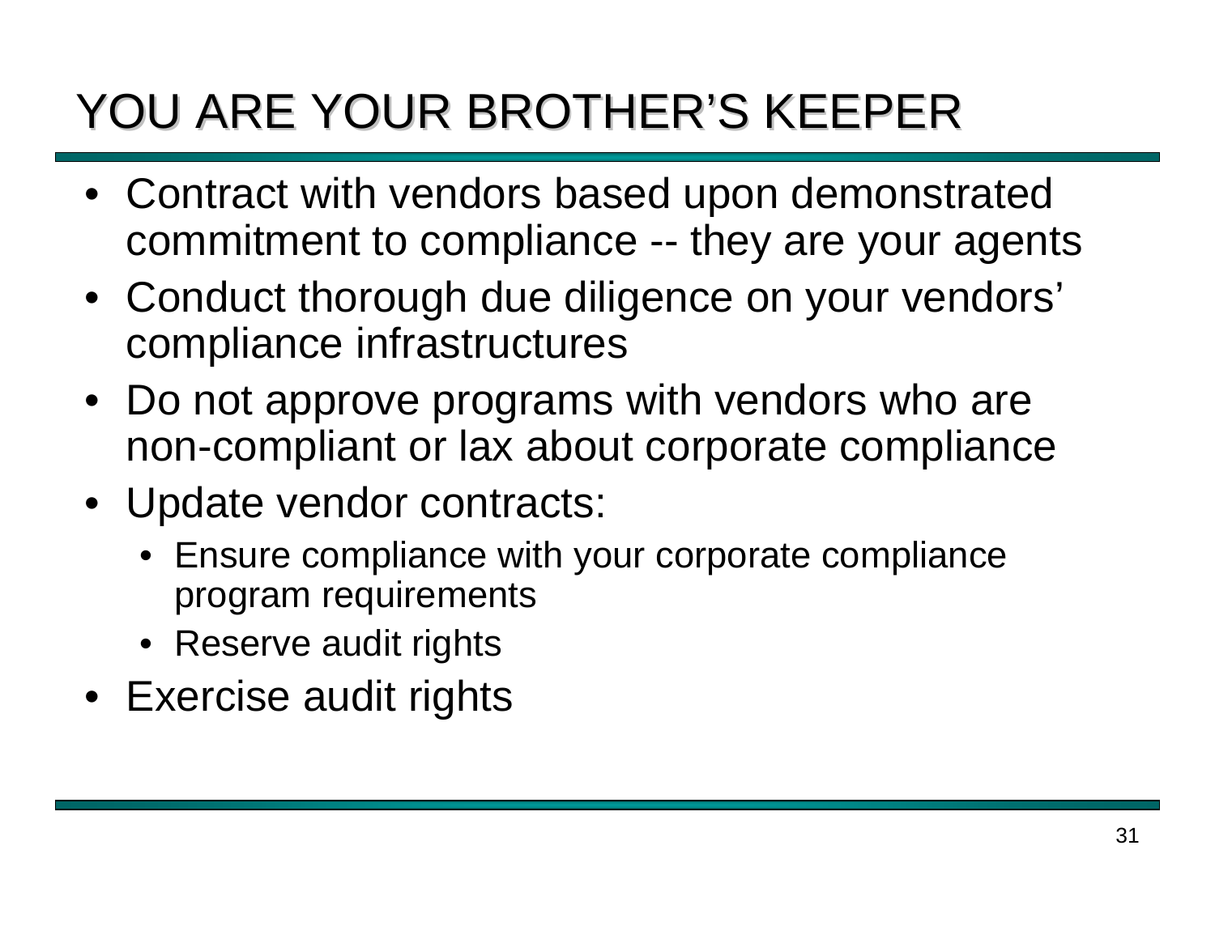# YOU ARE YOUR BROTHER'S KEEPER

- Contract with vendors based upon demonstrated commitment to compliance -- they are your agents
- Conduct thorough due diligence on your vendors' compliance infrastructures
- Do not approve programs with vendors who are non-compliant or lax about corporate compliance
- Update vendor contracts:
  - Ensure compliance with your corporate compliance program requirements
  - Reserve audit rights
- Exercise audit rights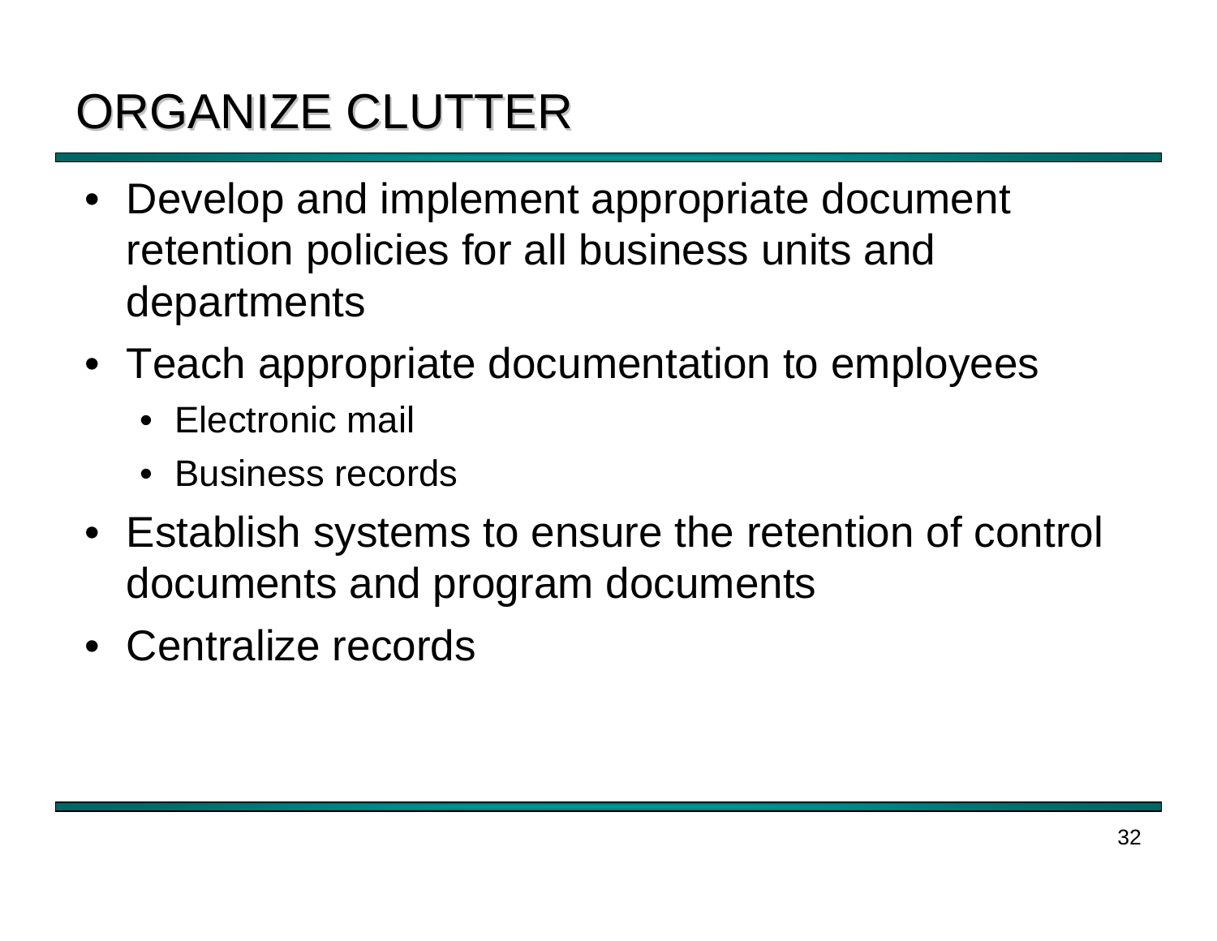# ORGANIZE CLUTTER

- Develop and implement appropriate document retention policies for all business units and departments
- Teach appropriate documentation to employees
  - Electronic mail
  - Business records
- Establish systems to ensure the retention of control documents and program documents
- Centralize records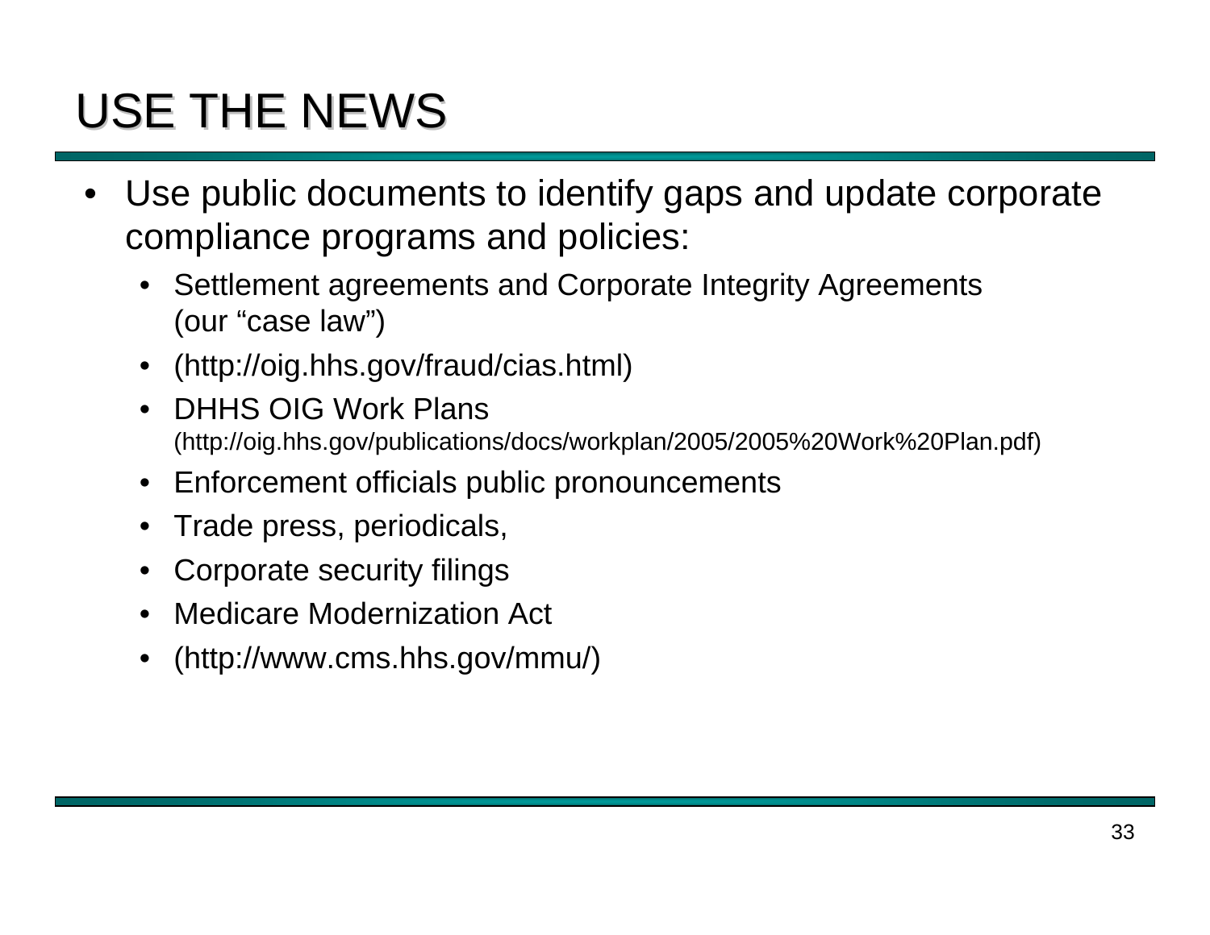# USE THE NEWS

- Use public documents to identify gaps and update corporate compliance programs and policies:
  - Settlement agreements and Corporate Integrity Agreements (our "case law")
  - (http://oig.hhs.gov/fraud/cias.html)
  - DHHS OIG Work Plans (http://oig.hhs.gov/publications/docs/workplan/2005/2005%20Work%20Plan.pdf)
  - Enforcement officials public pronouncements
  - Trade press, periodicals,
  - Corporate security filings
  - Medicare Modernization Act
  - (http://www.cms.hhs.gov/mmu/)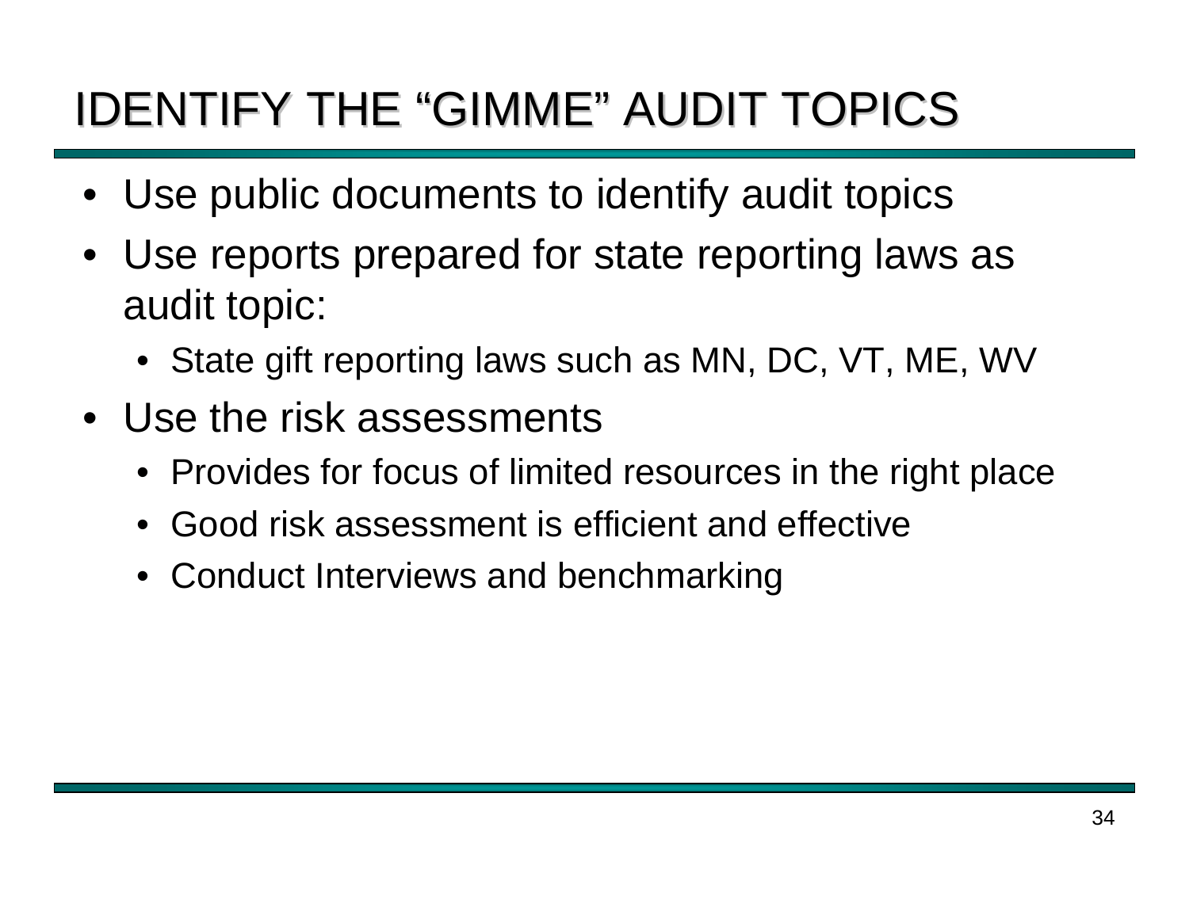# IDENTIFY THE "GIMME" AUDIT TOPICS

- Use public documents to identify audit topics
- Use reports prepared for state reporting laws as audit topic:
  - State gift reporting laws such as MN, DC, VT, ME, WV
- Use the risk assessments
  - Provides for focus of limited resources in the right place
  - Good risk assessment is efficient and effective
  - Conduct Interviews and benchmarking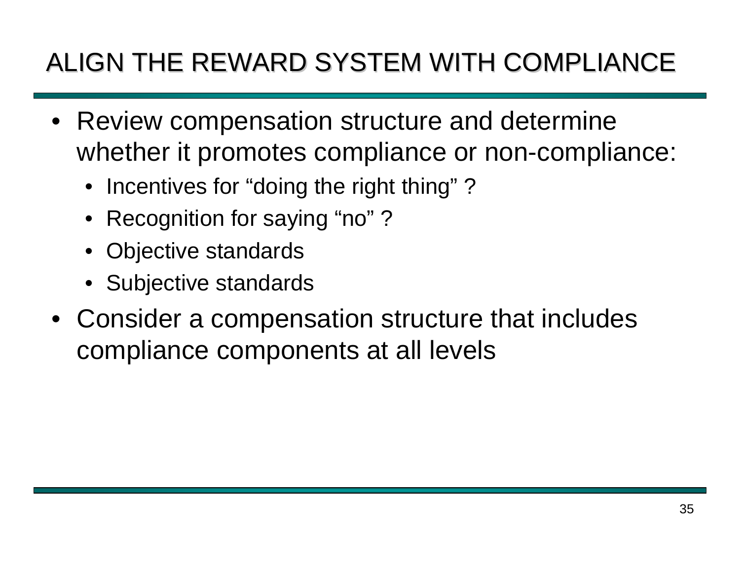# ALIGN THE REWARD SYSTEM WITH COMPLIANCE

- Review compensation structure and determine whether it promotes compliance or non-compliance:
  - Incentives for “doing the right thing” ?
  - Recognition for saying “no” ?
  - Objective standards
  - Subjective standards
- Consider a compensation structure that includes compliance components at all levels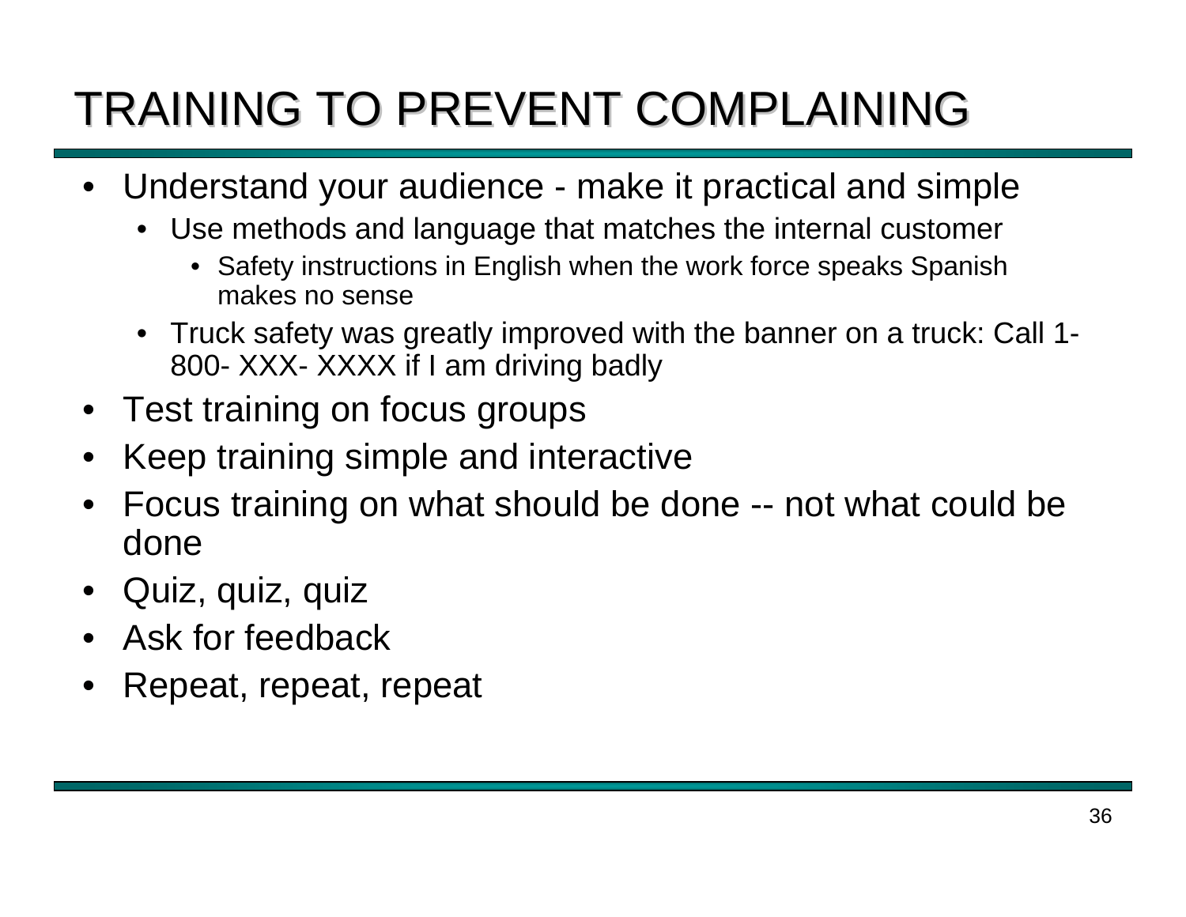# TRAINING TO PREVENT COMPLAINING

- Understand your audience - make it practical and simple
  - Use methods and language that matches the internal customer
    - Safety instructions in English when the work force speaks Spanish makes no sense
  - Truck safety was greatly improved with the banner on a truck: Call 1-800- XXX- XXXX if I am driving badly
- Test training on focus groups
- Keep training simple and interactive
- Focus training on what should be done -- not what could be done
- Quiz, quiz, quiz
- Ask for feedback
- Repeat, repeat, repeat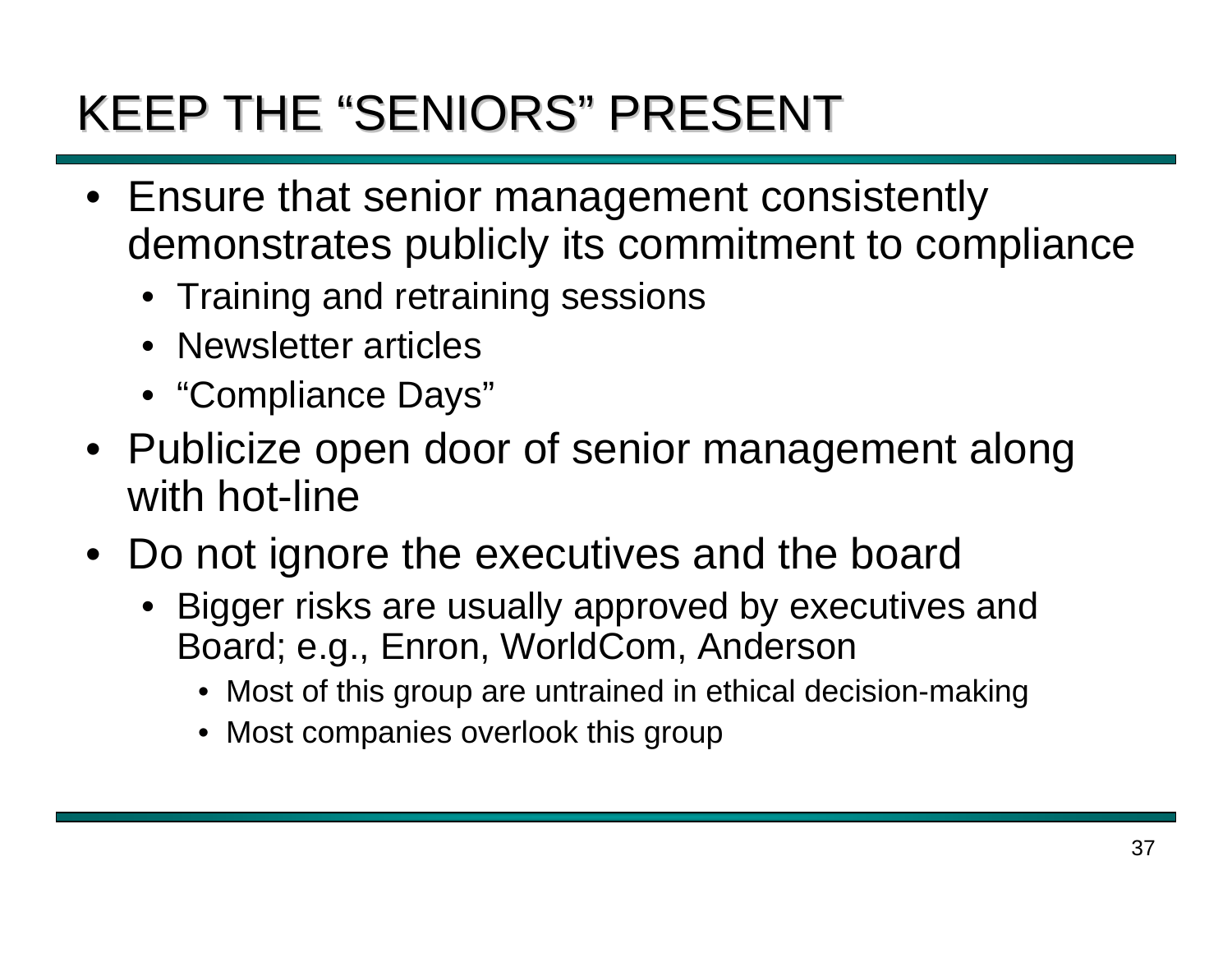# KEEP THE "SENIORS" PRESENT

- Ensure that senior management consistently demonstrates publicly its commitment to compliance
  - Training and retraining sessions
  - Newsletter articles
  - "Compliance Days"
- Publicize open door of senior management along with hot-line
- Do not ignore the executives and the board
  - Bigger risks are usually approved by executives and Board; e.g., Enron, WorldCom, Anderson
    - Most of this group are untrained in ethical decision-making
    - Most companies overlook this group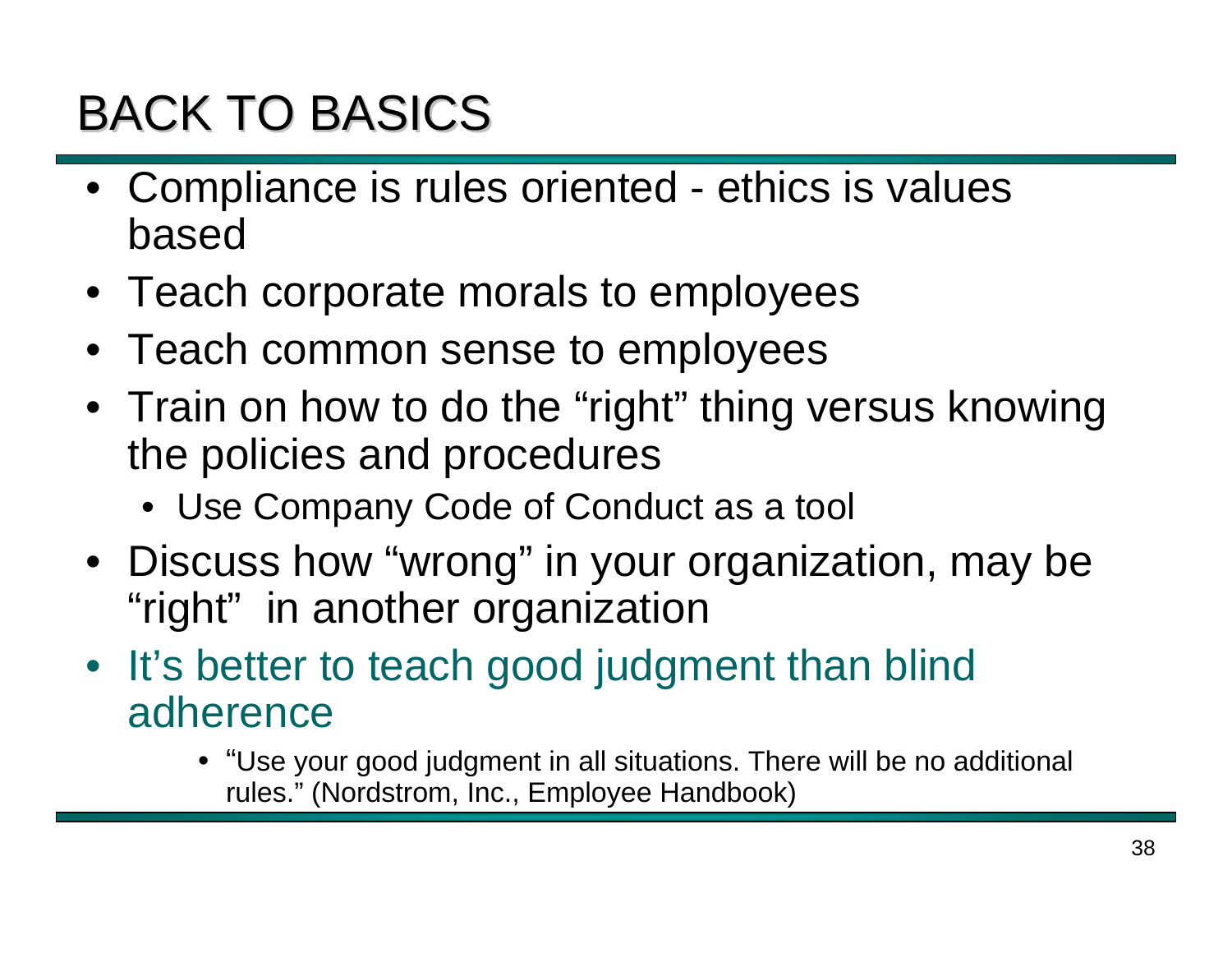# BACK TO BASICS

- Compliance is rules oriented - ethics is values based
- Teach corporate morals to employees
- Teach common sense to employees
- Train on how to do the "right" thing versus knowing the policies and procedures
  - Use Company Code of Conduct as a tool
- Discuss how "wrong" in your organization, may be "right" in another organization
- It's better to teach good judgment than blind adherence
  - "Use your good judgment in all situations. There will be no additional rules." (Nordstrom, Inc., Employee Handbook)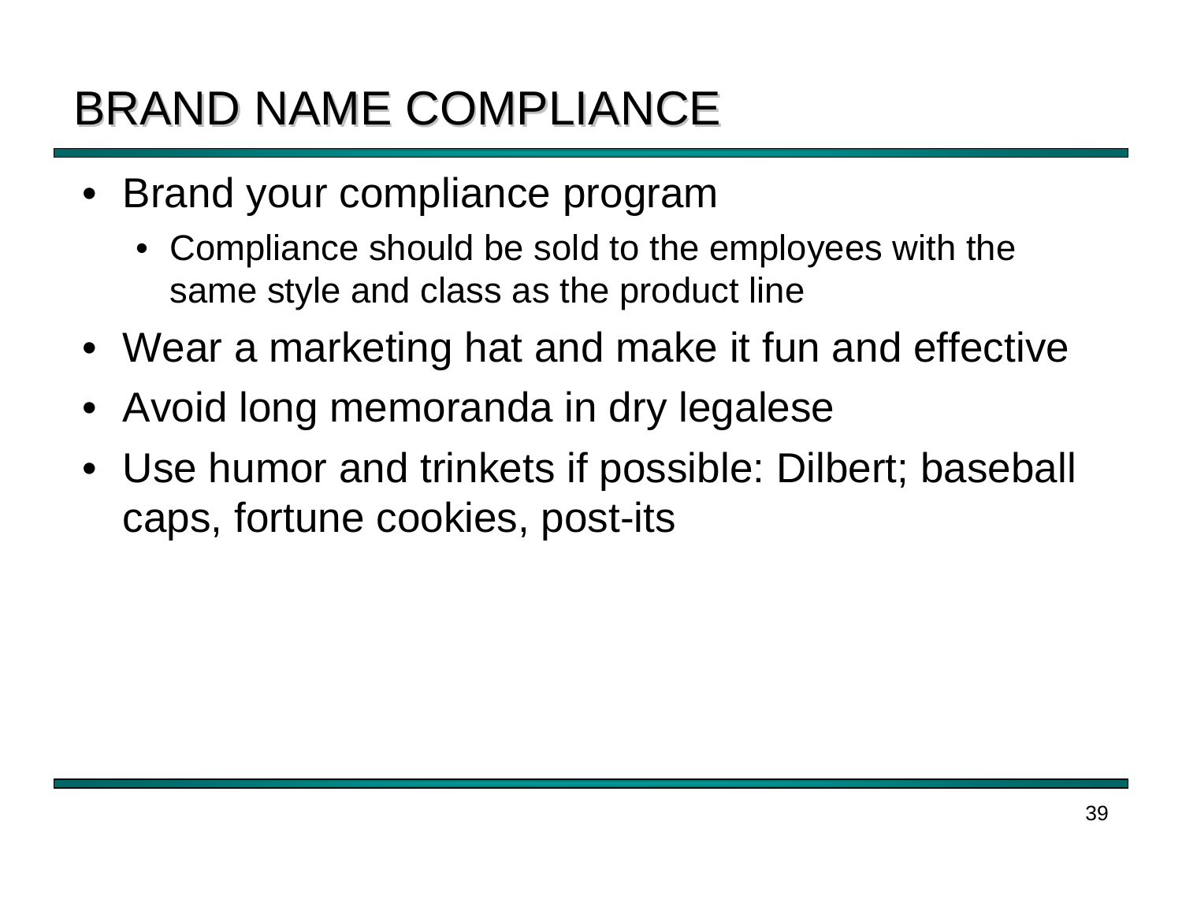# BRAND NAME COMPLIANCE

- Brand your compliance program
  - Compliance should be sold to the employees with the same style and class as the product line
- Wear a marketing hat and make it fun and effective
- Avoid long memoranda in dry legalese
- Use humor and trinkets if possible: Dilbert; baseball caps, fortune cookies, post-its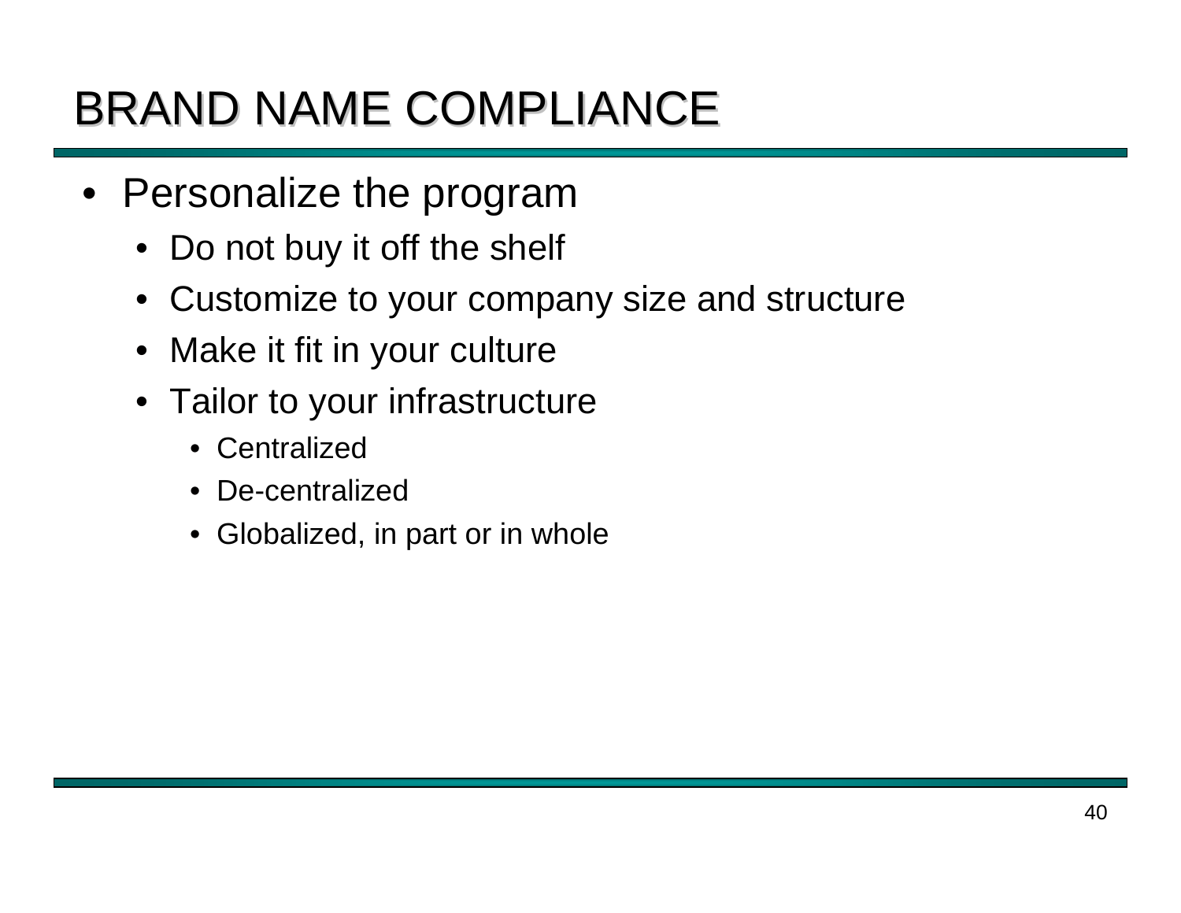# BRAND NAME COMPLIANCE

- Personalize the program
  - Do not buy it off the shelf
  - Customize to your company size and structure
  - Make it fit in your culture
  - Tailor to your infrastructure
    - Centralized
    - De-centralized
    - Globalized, in part or in whole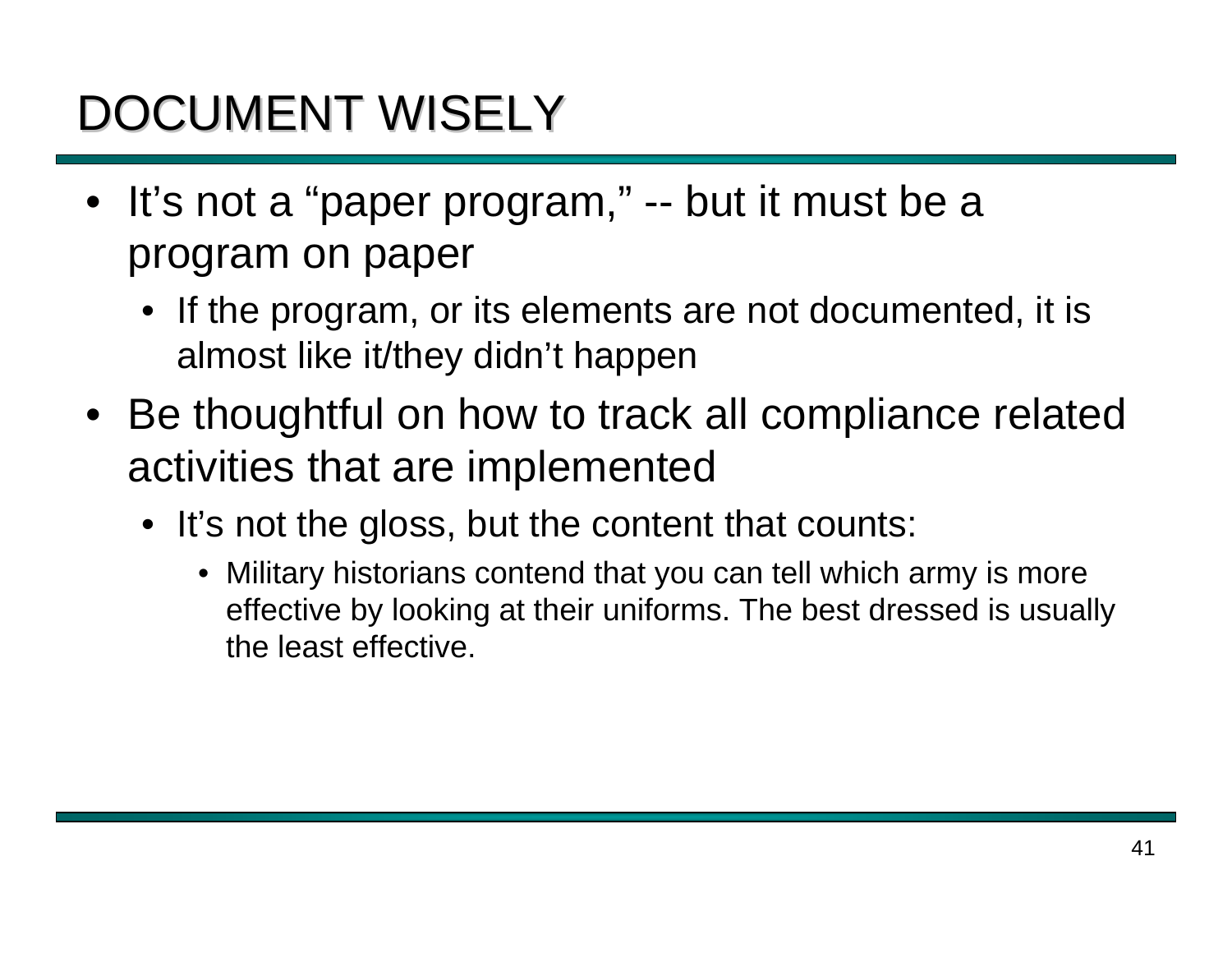# DOCUMENT WISELY

- It's not a "paper program," -- but it must be a program on paper
  - If the program, or its elements are not documented, it is almost like it/they didn't happen
- Be thoughtful on how to track all compliance related activities that are implemented
  - It's not the gloss, but the content that counts:
    - Military historians contend that you can tell which army is more effective by looking at their uniforms. The best dressed is usually the least effective.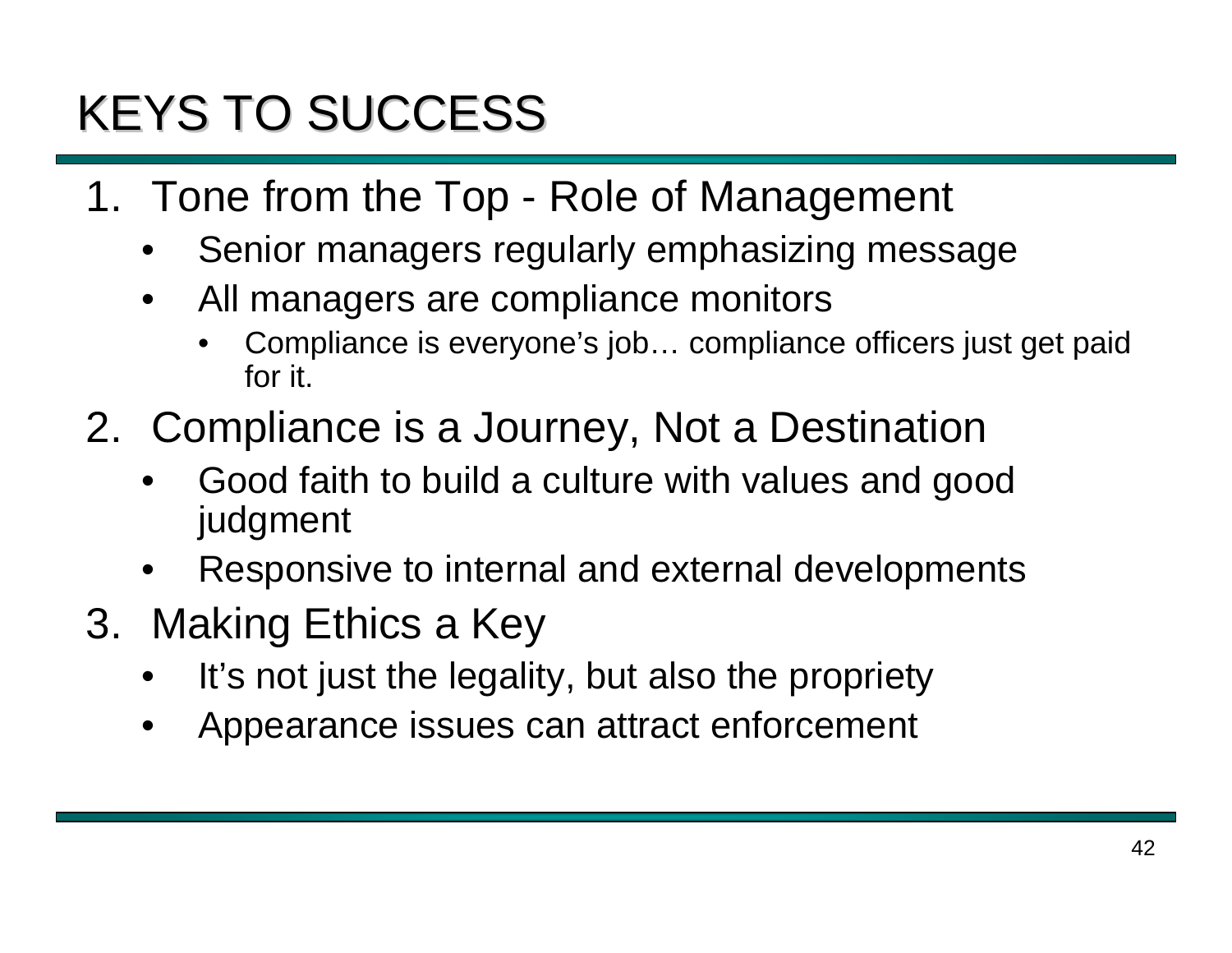# KEYS TO SUCCESS

1. Tone from the Top - Role of Management
   - Senior managers regularly emphasizing message
   - All managers are compliance monitors
     - Compliance is everyone's job… compliance officers just get paid for it.
2. Compliance is a Journey, Not a Destination
   - Good faith to build a culture with values and good judgment
   - Responsive to internal and external developments
3. Making Ethics a Key
   - It's not just the legality, but also the propriety
   - Appearance issues can attract enforcement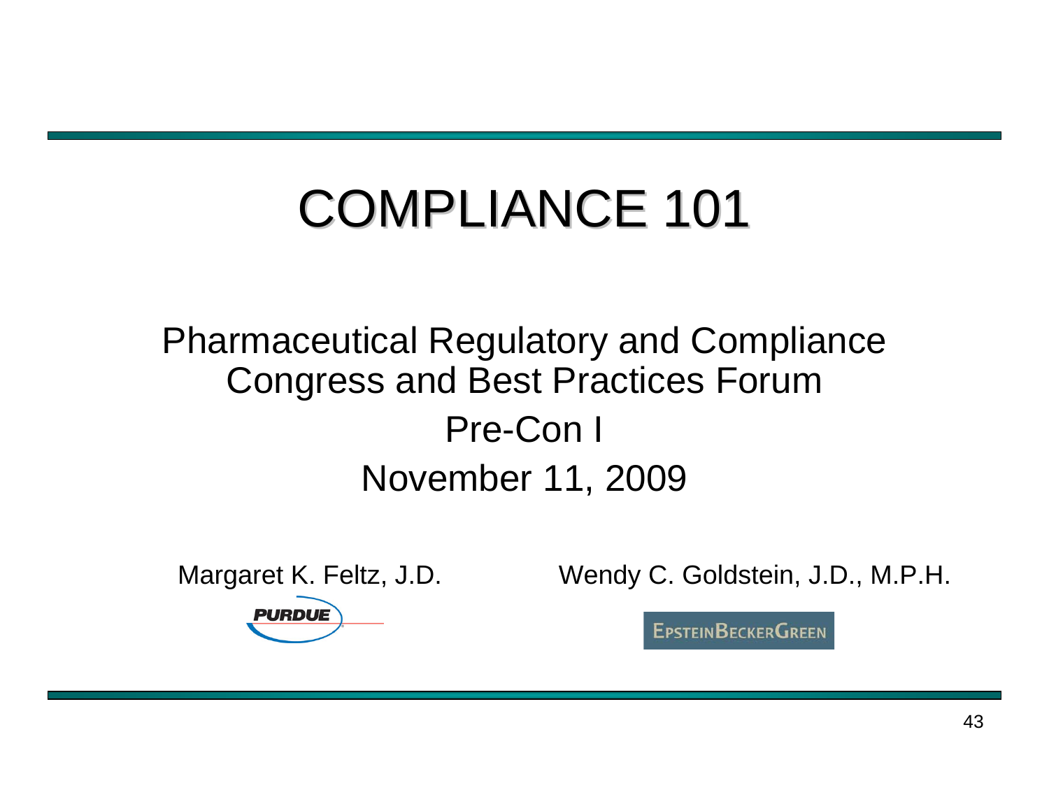# COMPLIANCE 101

Pharmaceutical Regulatory and Compliance Congress and Best Practices Forum

Pre-Con I

November 11, 2009

Margaret K. Feltz, J.D.

PURDUE

Wendy C. Goldstein, J.D., M.P.H.

EPSTEINBECKERGREEN